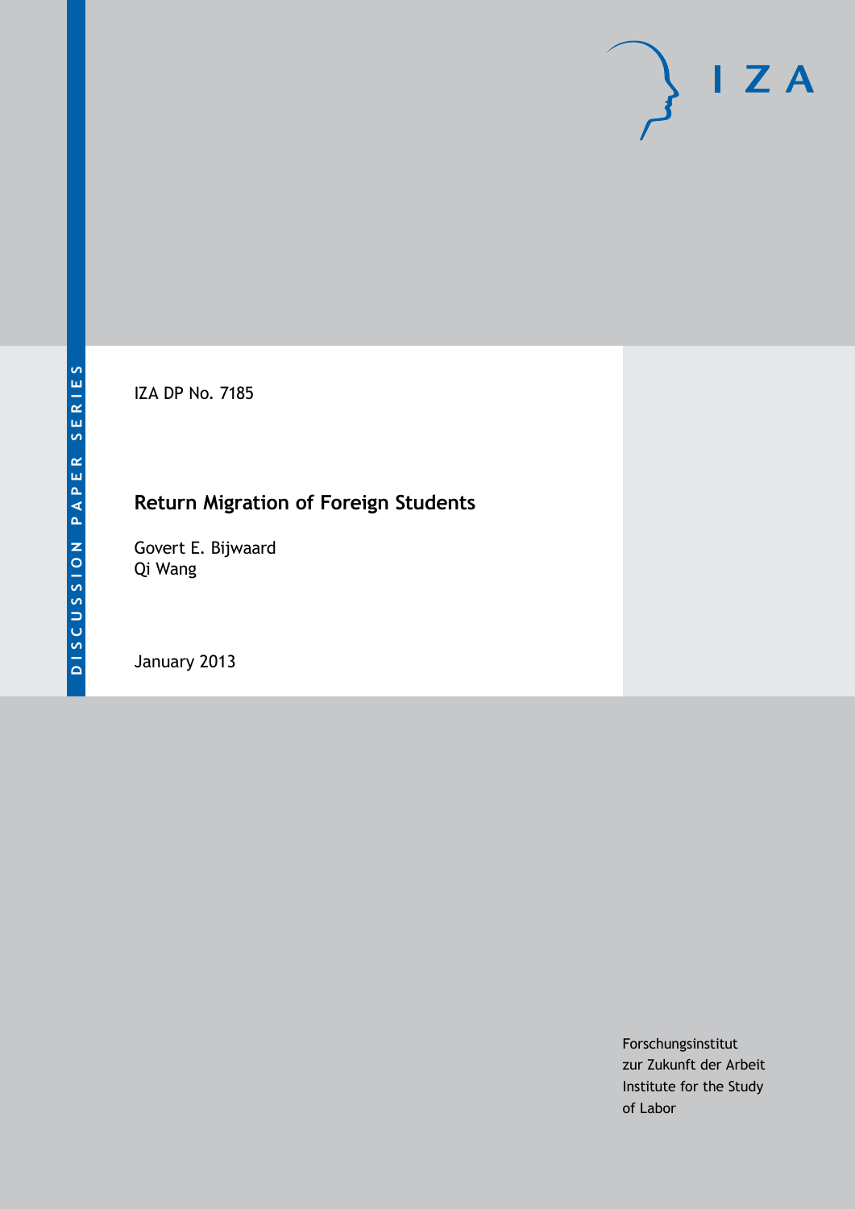DISCUSSION PAPER SERIES

IZA

IZA DP No. 7185

# Return Migration of Foreign Students

Govert E. Bijwaard
Qi Wang

January 2013

Forschungsinstitut
zur Zukunft der Arbeit
Institute for the Study
of Labor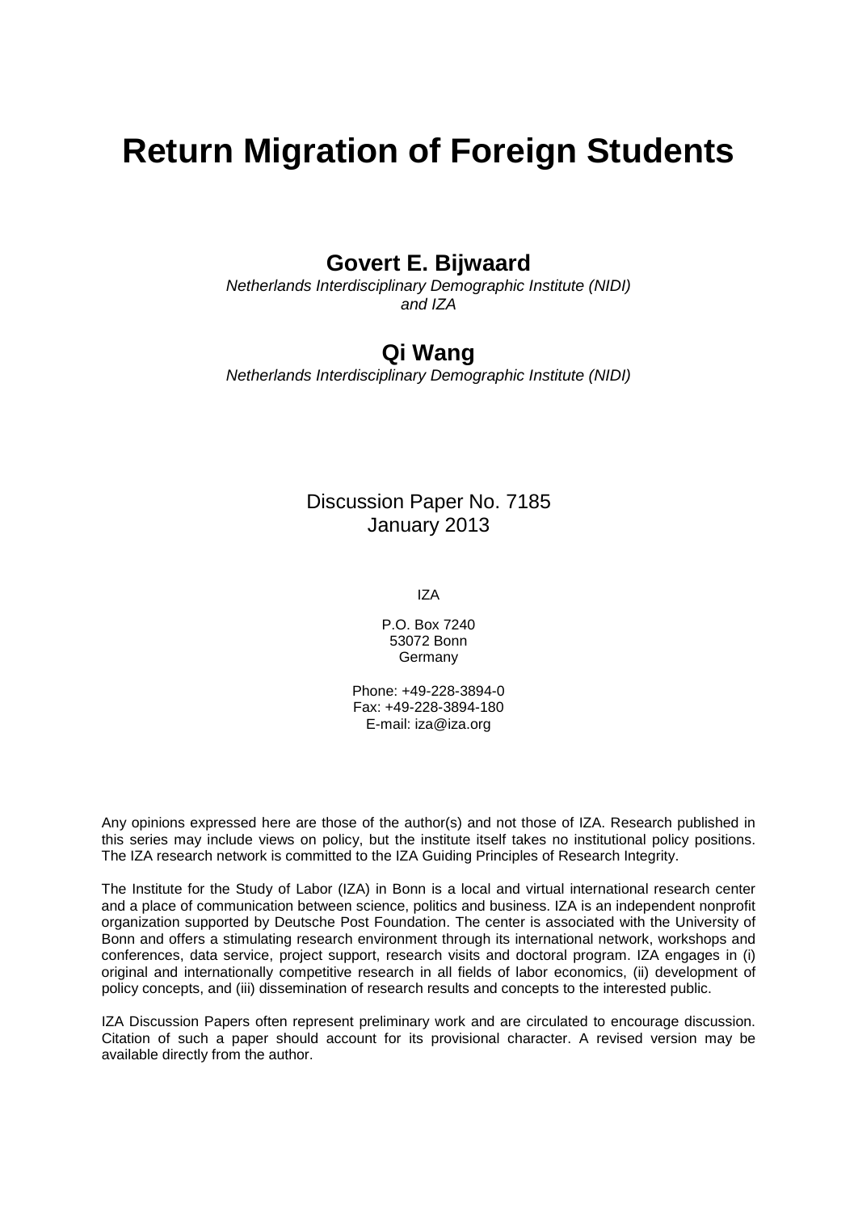# Return Migration of Foreign Students

**Govert E. Bijwaard**

*Netherlands Interdisciplinary Demographic Institute (NIDI) and IZA*

**Qi Wang**

*Netherlands Interdisciplinary Demographic Institute (NIDI)*

Discussion Paper No. 7185
January 2013

IZA

P.O. Box 7240
53072 Bonn
Germany

Phone: +49-228-3894-0
Fax: +49-228-3894-180
E-mail: iza@iza.org

Any opinions expressed here are those of the author(s) and not those of IZA. Research published in this series may include views on policy, but the institute itself takes no institutional policy positions. The IZA research network is committed to the IZA Guiding Principles of Research Integrity.

The Institute for the Study of Labor (IZA) in Bonn is a local and virtual international research center and a place of communication between science, politics and business. IZA is an independent nonprofit organization supported by Deutsche Post Foundation. The center is associated with the University of Bonn and offers a stimulating research environment through its international network, workshops and conferences, data service, project support, research visits and doctoral program. IZA engages in (i) original and internationally competitive research in all fields of labor economics, (ii) development of policy concepts, and (iii) dissemination of research results and concepts to the interested public.

IZA Discussion Papers often represent preliminary work and are circulated to encourage discussion. Citation of such a paper should account for its provisional character. A revised version may be available directly from the author.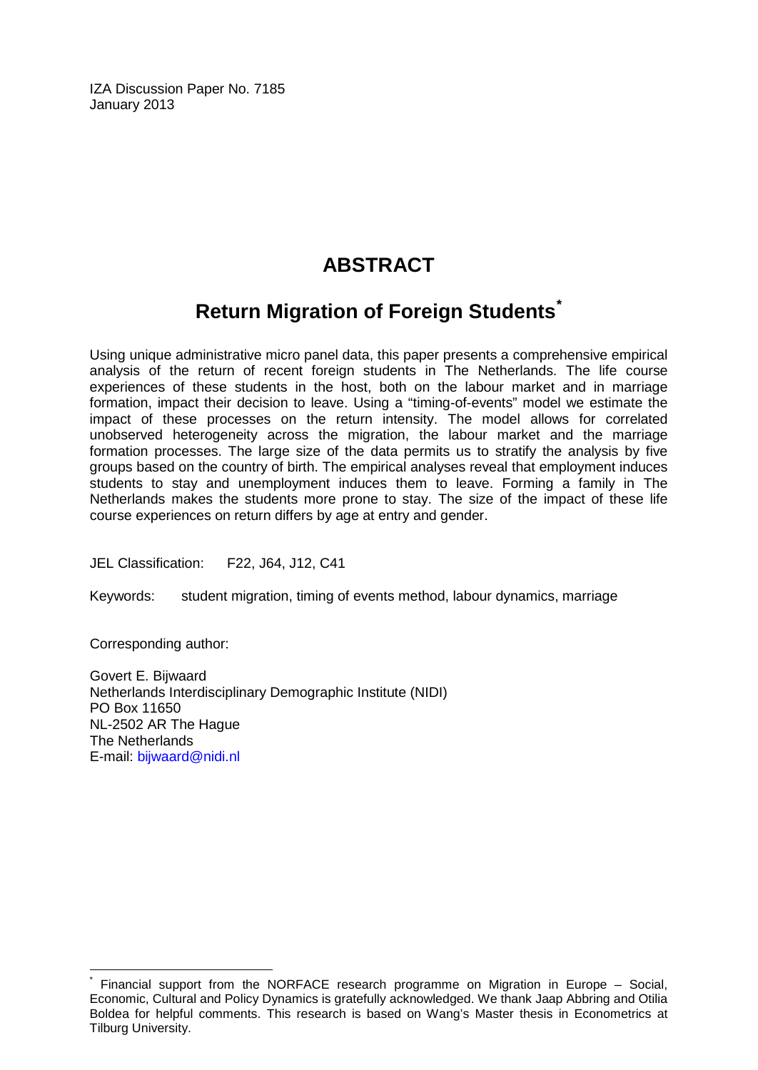IZA Discussion Paper No. 7185
January 2013

# ABSTRACT

## Return Migration of Foreign Students*

Using unique administrative micro panel data, this paper presents a comprehensive empirical analysis of the return of recent foreign students in The Netherlands. The life course experiences of these students in the host, both on the labour market and in marriage formation, impact their decision to leave. Using a "timing-of-events" model we estimate the impact of these processes on the return intensity. The model allows for correlated unobserved heterogeneity across the migration, the labour market and the marriage formation processes. The large size of the data permits us to stratify the analysis by five groups based on the country of birth. The empirical analyses reveal that employment induces students to stay and unemployment induces them to leave. Forming a family in The Netherlands makes the students more prone to stay. The size of the impact of these life course experiences on return differs by age at entry and gender.

JEL Classification: F22, J64, J12, C41

Keywords: student migration, timing of events method, labour dynamics, marriage

Corresponding author:

Govert E. Bijwaard
Netherlands Interdisciplinary Demographic Institute (NIDI)
PO Box 11650
NL-2502 AR The Hague
The Netherlands
E-mail: bijwaard@nidi.nl

---

* Financial support from the NORFACE research programme on Migration in Europe – Social, Economic, Cultural and Policy Dynamics is gratefully acknowledged. We thank Jaap Abbring and Otilia Boldea for helpful comments. This research is based on Wang's Master thesis in Econometrics at Tilburg University.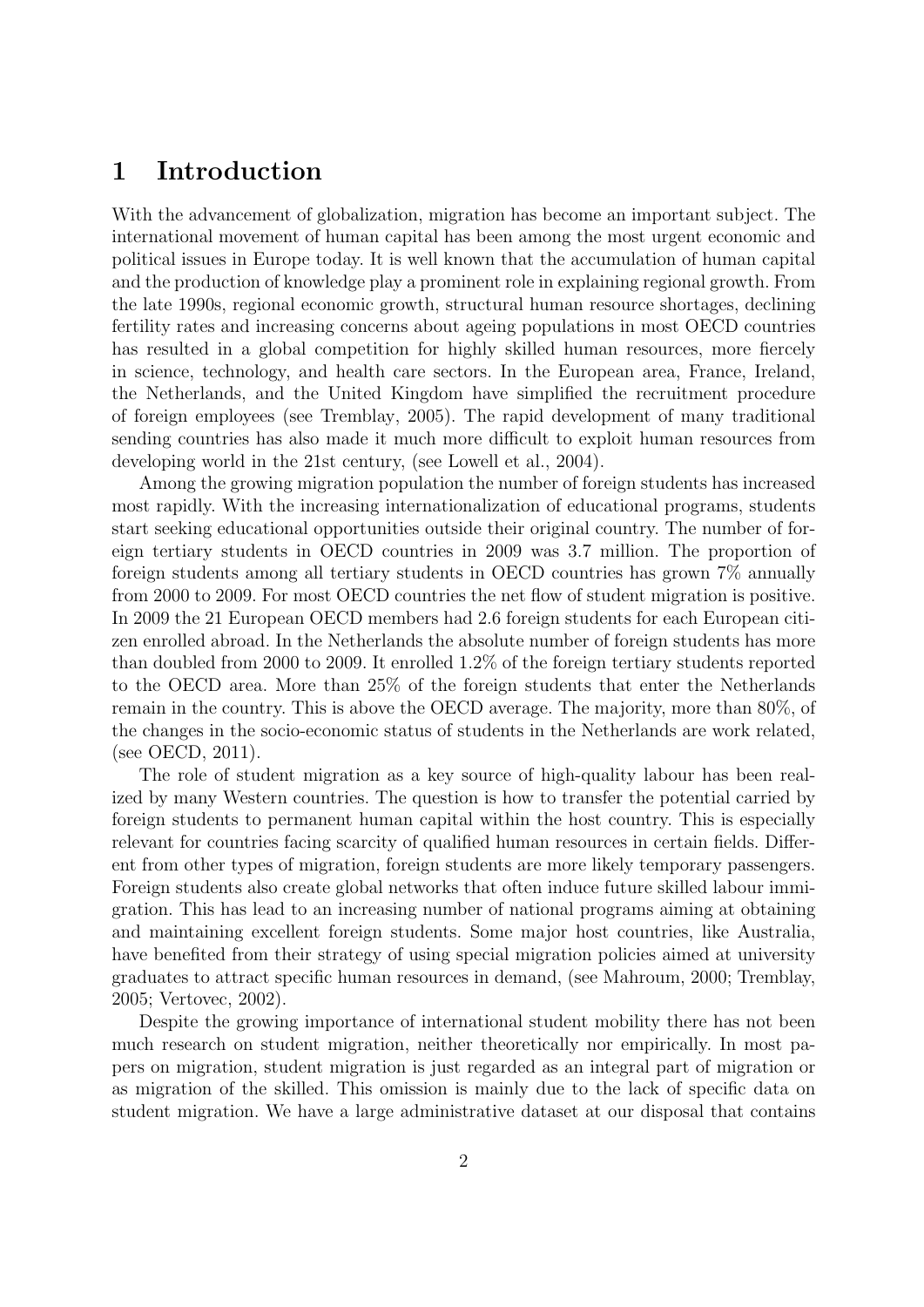# 1 Introduction

With the advancement of globalization, migration has become an important subject. The international movement of human capital has been among the most urgent economic and political issues in Europe today. It is well known that the accumulation of human capital and the production of knowledge play a prominent role in explaining regional growth. From the late 1990s, regional economic growth, structural human resource shortages, declining fertility rates and increasing concerns about ageing populations in most OECD countries has resulted in a global competition for highly skilled human resources, more fiercely in science, technology, and health care sectors. In the European area, France, Ireland, the Netherlands, and the United Kingdom have simplified the recruitment procedure of foreign employees (see Tremblay, 2005). The rapid development of many traditional sending countries has also made it much more difficult to exploit human resources from developing world in the 21st century, (see Lowell et al., 2004).

Among the growing migration population the number of foreign students has increased most rapidly. With the increasing internationalization of educational programs, students start seeking educational opportunities outside their original country. The number of foreign tertiary students in OECD countries in 2009 was 3.7 million. The proportion of foreign students among all tertiary students in OECD countries has grown 7% annually from 2000 to 2009. For most OECD countries the net flow of student migration is positive. In 2009 the 21 European OECD members had 2.6 foreign students for each European citizen enrolled abroad. In the Netherlands the absolute number of foreign students has more than doubled from 2000 to 2009. It enrolled 1.2% of the foreign tertiary students reported to the OECD area. More than 25% of the foreign students that enter the Netherlands remain in the country. This is above the OECD average. The majority, more than 80%, of the changes in the socio-economic status of students in the Netherlands are work related, (see OECD, 2011).

The role of student migration as a key source of high-quality labour has been realized by many Western countries. The question is how to transfer the potential carried by foreign students to permanent human capital within the host country. This is especially relevant for countries facing scarcity of qualified human resources in certain fields. Different from other types of migration, foreign students are more likely temporary passengers. Foreign students also create global networks that often induce future skilled labour immigration. This has lead to an increasing number of national programs aiming at obtaining and maintaining excellent foreign students. Some major host countries, like Australia, have benefited from their strategy of using special migration policies aimed at university graduates to attract specific human resources in demand, (see Mahroum, 2000; Tremblay, 2005; Vertovec, 2002).

Despite the growing importance of international student mobility there has not been much research on student migration, neither theoretically nor empirically. In most papers on migration, student migration is just regarded as an integral part of migration or as migration of the skilled. This omission is mainly due to the lack of specific data on student migration. We have a large administrative dataset at our disposal that contains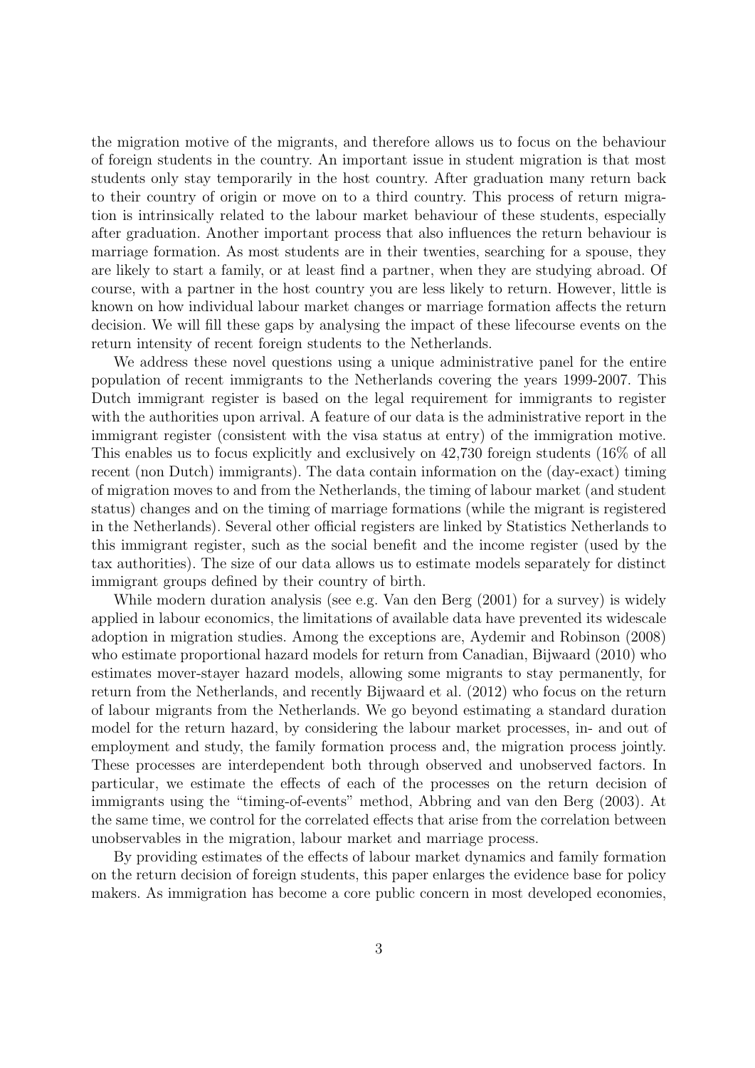the migration motive of the migrants, and therefore allows us to focus on the behaviour of foreign students in the country. An important issue in student migration is that most students only stay temporarily in the host country. After graduation many return back to their country of origin or move on to a third country. This process of return migration is intrinsically related to the labour market behaviour of these students, especially after graduation. Another important process that also influences the return behaviour is marriage formation. As most students are in their twenties, searching for a spouse, they are likely to start a family, or at least find a partner, when they are studying abroad. Of course, with a partner in the host country you are less likely to return. However, little is known on how individual labour market changes or marriage formation affects the return decision. We will fill these gaps by analysing the impact of these lifecourse events on the return intensity of recent foreign students to the Netherlands.

We address these novel questions using a unique administrative panel for the entire population of recent immigrants to the Netherlands covering the years 1999-2007. This Dutch immigrant register is based on the legal requirement for immigrants to register with the authorities upon arrival. A feature of our data is the administrative report in the immigrant register (consistent with the visa status at entry) of the immigration motive. This enables us to focus explicitly and exclusively on 42,730 foreign students (16% of all recent (non Dutch) immigrants). The data contain information on the (day-exact) timing of migration moves to and from the Netherlands, the timing of labour market (and student status) changes and on the timing of marriage formations (while the migrant is registered in the Netherlands). Several other official registers are linked by Statistics Netherlands to this immigrant register, such as the social benefit and the income register (used by the tax authorities). The size of our data allows us to estimate models separately for distinct immigrant groups defined by their country of birth.

While modern duration analysis (see e.g. Van den Berg (2001) for a survey) is widely applied in labour economics, the limitations of available data have prevented its widescale adoption in migration studies. Among the exceptions are, Aydemir and Robinson (2008) who estimate proportional hazard models for return from Canadian, Bijwaard (2010) who estimates mover-stayer hazard models, allowing some migrants to stay permanently, for return from the Netherlands, and recently Bijwaard et al. (2012) who focus on the return of labour migrants from the Netherlands. We go beyond estimating a standard duration model for the return hazard, by considering the labour market processes, in- and out of employment and study, the family formation process and, the migration process jointly. These processes are interdependent both through observed and unobserved factors. In particular, we estimate the effects of each of the processes on the return decision of immigrants using the "timing-of-events" method, Abbring and van den Berg (2003). At the same time, we control for the correlated effects that arise from the correlation between unobservables in the migration, labour market and marriage process.

By providing estimates of the effects of labour market dynamics and family formation on the return decision of foreign students, this paper enlarges the evidence base for policy makers. As immigration has become a core public concern in most developed economies,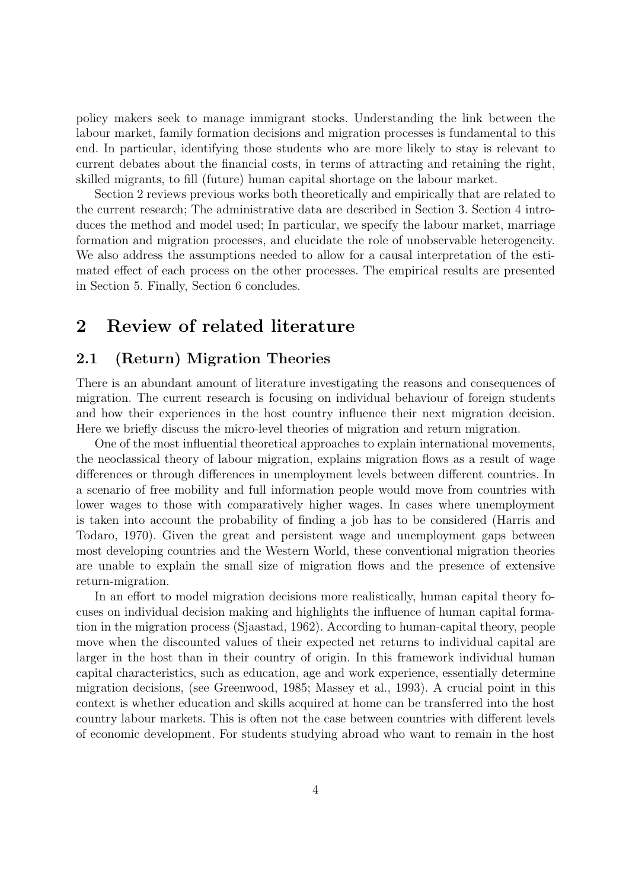policy makers seek to manage immigrant stocks. Understanding the link between the labour market, family formation decisions and migration processes is fundamental to this end. In particular, identifying those students who are more likely to stay is relevant to current debates about the financial costs, in terms of attracting and retaining the right, skilled migrants, to fill (future) human capital shortage on the labour market.

Section 2 reviews previous works both theoretically and empirically that are related to the current research; The administrative data are described in Section 3. Section 4 introduces the method and model used; In particular, we specify the labour market, marriage formation and migration processes, and elucidate the role of unobservable heterogeneity. We also address the assumptions needed to allow for a causal interpretation of the estimated effect of each process on the other processes. The empirical results are presented in Section 5. Finally, Section 6 concludes.

## 2 Review of related literature

### 2.1 (Return) Migration Theories

There is an abundant amount of literature investigating the reasons and consequences of migration. The current research is focusing on individual behaviour of foreign students and how their experiences in the host country influence their next migration decision. Here we briefly discuss the micro-level theories of migration and return migration.

One of the most influential theoretical approaches to explain international movements, the neoclassical theory of labour migration, explains migration flows as a result of wage differences or through differences in unemployment levels between different countries. In a scenario of free mobility and full information people would move from countries with lower wages to those with comparatively higher wages. In cases where unemployment is taken into account the probability of finding a job has to be considered (Harris and Todaro, 1970). Given the great and persistent wage and unemployment gaps between most developing countries and the Western World, these conventional migration theories are unable to explain the small size of migration flows and the presence of extensive return-migration.

In an effort to model migration decisions more realistically, human capital theory focuses on individual decision making and highlights the influence of human capital formation in the migration process (Sjaastad, 1962). According to human-capital theory, people move when the discounted values of their expected net returns to individual capital are larger in the host than in their country of origin. In this framework individual human capital characteristics, such as education, age and work experience, essentially determine migration decisions, (see Greenwood, 1985; Massey et al., 1993). A crucial point in this context is whether education and skills acquired at home can be transferred into the host country labour markets. This is often not the case between countries with different levels of economic development. For students studying abroad who want to remain in the host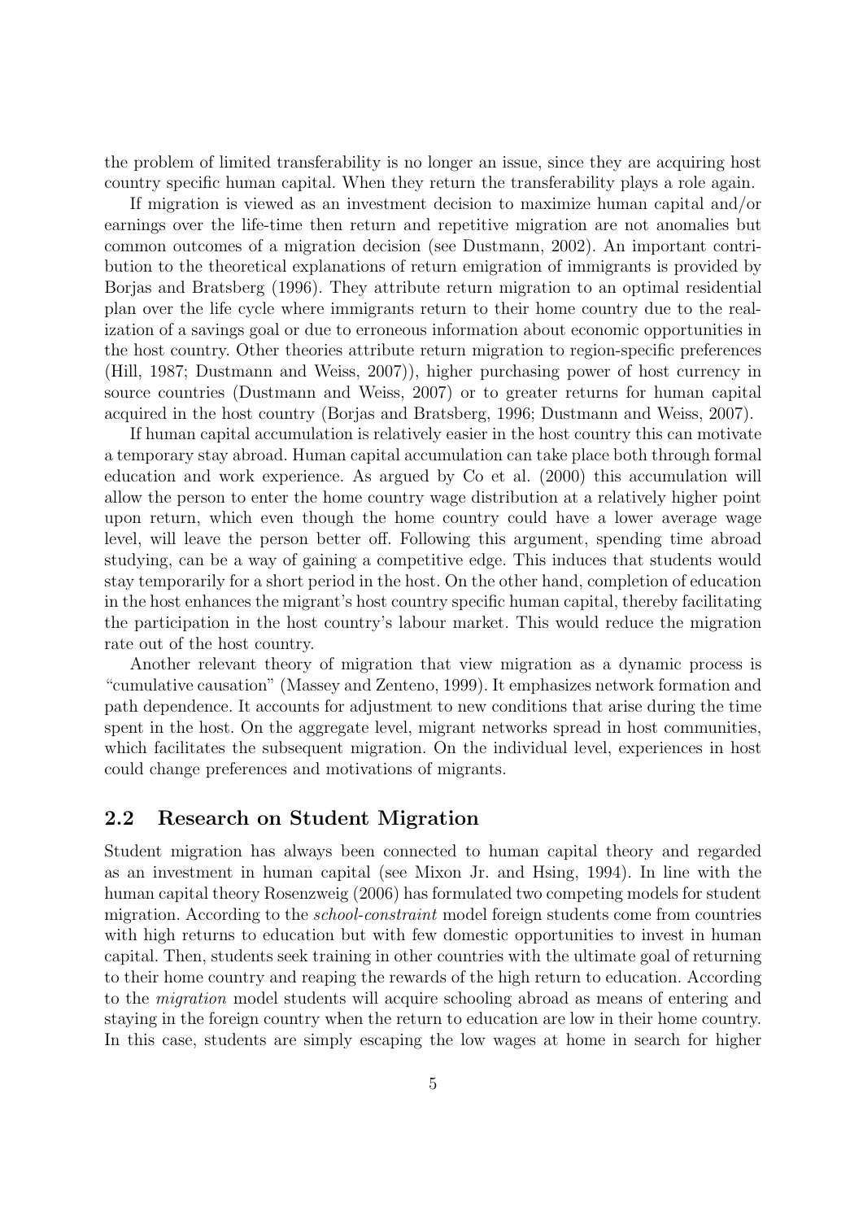the problem of limited transferability is no longer an issue, since they are acquiring host country specific human capital. When they return the transferability plays a role again.

If migration is viewed as an investment decision to maximize human capital and/or earnings over the life-time then return and repetitive migration are not anomalies but common outcomes of a migration decision (see Dustmann, 2002). An important contribution to the theoretical explanations of return emigration of immigrants is provided by Borjas and Bratsberg (1996). They attribute return migration to an optimal residential plan over the life cycle where immigrants return to their home country due to the realization of a savings goal or due to erroneous information about economic opportunities in the host country. Other theories attribute return migration to region-specific preferences (Hill, 1987; Dustmann and Weiss, 2007)), higher purchasing power of host currency in source countries (Dustmann and Weiss, 2007) or to greater returns for human capital acquired in the host country (Borjas and Bratsberg, 1996; Dustmann and Weiss, 2007).

If human capital accumulation is relatively easier in the host country this can motivate a temporary stay abroad. Human capital accumulation can take place both through formal education and work experience. As argued by Co et al. (2000) this accumulation will allow the person to enter the home country wage distribution at a relatively higher point upon return, which even though the home country could have a lower average wage level, will leave the person better off. Following this argument, spending time abroad studying, can be a way of gaining a competitive edge. This induces that students would stay temporarily for a short period in the host. On the other hand, completion of education in the host enhances the migrant's host country specific human capital, thereby facilitating the participation in the host country's labour market. This would reduce the migration rate out of the host country.

Another relevant theory of migration that view migration as a dynamic process is "cumulative causation" (Massey and Zenteno, 1999). It emphasizes network formation and path dependence. It accounts for adjustment to new conditions that arise during the time spent in the host. On the aggregate level, migrant networks spread in host communities, which facilitates the subsequent migration. On the individual level, experiences in host could change preferences and motivations of migrants.

## 2.2 Research on Student Migration

Student migration has always been connected to human capital theory and regarded as an investment in human capital (see Mixon Jr. and Hsing, 1994). In line with the human capital theory Rosenzweig (2006) has formulated two competing models for student migration. According to the *school-constraint* model foreign students come from countries with high returns to education but with few domestic opportunities to invest in human capital. Then, students seek training in other countries with the ultimate goal of returning to their home country and reaping the rewards of the high return to education. According to the *migration* model students will acquire schooling abroad as means of entering and staying in the foreign country when the return to education are low in their home country. In this case, students are simply escaping the low wages at home in search for higher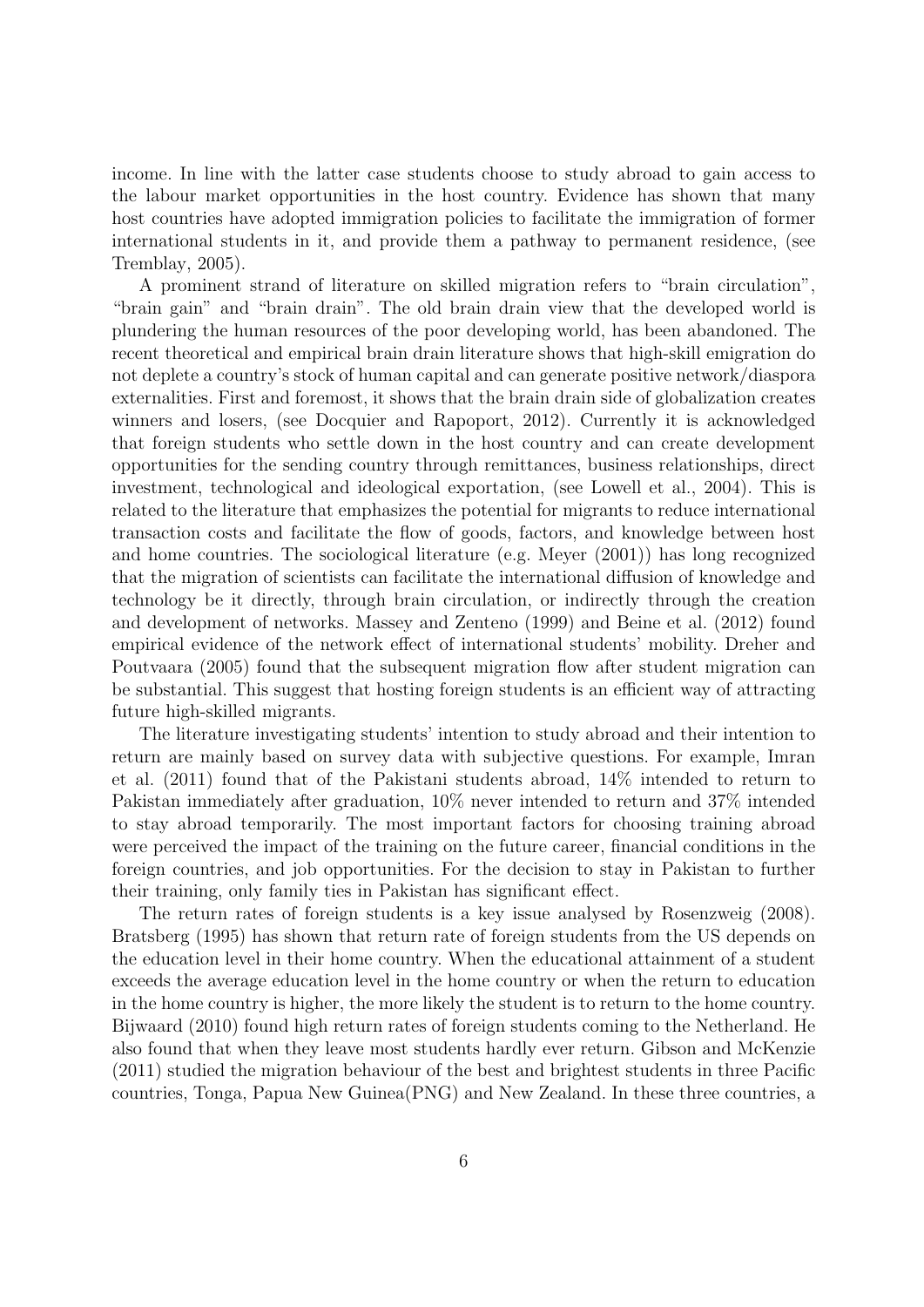income. In line with the latter case students choose to study abroad to gain access to the labour market opportunities in the host country. Evidence has shown that many host countries have adopted immigration policies to facilitate the immigration of former international students in it, and provide them a pathway to permanent residence, (see Tremblay, 2005).

A prominent strand of literature on skilled migration refers to "brain circulation", "brain gain" and "brain drain". The old brain drain view that the developed world is plundering the human resources of the poor developing world, has been abandoned. The recent theoretical and empirical brain drain literature shows that high-skill emigration do not deplete a country's stock of human capital and can generate positive network/diaspora externalities. First and foremost, it shows that the brain drain side of globalization creates winners and losers, (see Docquier and Rapoport, 2012). Currently it is acknowledged that foreign students who settle down in the host country and can create development opportunities for the sending country through remittances, business relationships, direct investment, technological and ideological exportation, (see Lowell et al., 2004). This is related to the literature that emphasizes the potential for migrants to reduce international transaction costs and facilitate the flow of goods, factors, and knowledge between host and home countries. The sociological literature (e.g. Meyer (2001)) has long recognized that the migration of scientists can facilitate the international diffusion of knowledge and technology be it directly, through brain circulation, or indirectly through the creation and development of networks. Massey and Zenteno (1999) and Beine et al. (2012) found empirical evidence of the network effect of international students' mobility. Dreher and Poutvaara (2005) found that the subsequent migration flow after student migration can be substantial. This suggest that hosting foreign students is an efficient way of attracting future high-skilled migrants.

The literature investigating students' intention to study abroad and their intention to return are mainly based on survey data with subjective questions. For example, Imran et al. (2011) found that of the Pakistani students abroad, 14% intended to return to Pakistan immediately after graduation, 10% never intended to return and 37% intended to stay abroad temporarily. The most important factors for choosing training abroad were perceived the impact of the training on the future career, financial conditions in the foreign countries, and job opportunities. For the decision to stay in Pakistan to further their training, only family ties in Pakistan has significant effect.

The return rates of foreign students is a key issue analysed by Rosenzweig (2008). Bratsberg (1995) has shown that return rate of foreign students from the US depends on the education level in their home country. When the educational attainment of a student exceeds the average education level in the home country or when the return to education in the home country is higher, the more likely the student is to return to the home country. Bijwaard (2010) found high return rates of foreign students coming to the Netherland. He also found that when they leave most students hardly ever return. Gibson and McKenzie (2011) studied the migration behaviour of the best and brightest students in three Pacific countries, Tonga, Papua New Guinea(PNG) and New Zealand. In these three countries, a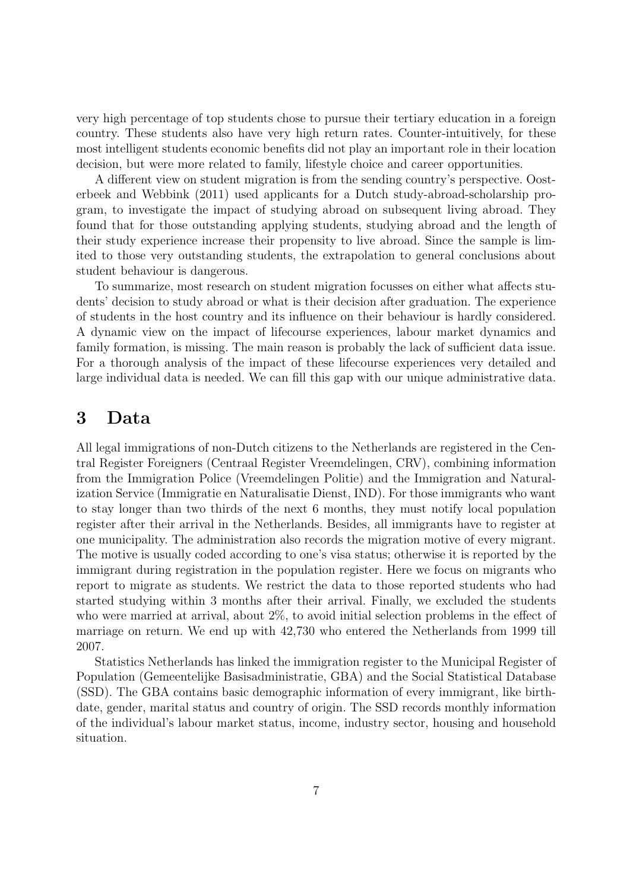very high percentage of top students chose to pursue their tertiary education in a foreign country. These students also have very high return rates. Counter-intuitively, for these most intelligent students economic benefits did not play an important role in their location decision, but were more related to family, lifestyle choice and career opportunities.

A different view on student migration is from the sending country's perspective. Oosterbeek and Webbink (2011) used applicants for a Dutch study-abroad-scholarship program, to investigate the impact of studying abroad on subsequent living abroad. They found that for those outstanding applying students, studying abroad and the length of their study experience increase their propensity to live abroad. Since the sample is limited to those very outstanding students, the extrapolation to general conclusions about student behaviour is dangerous.

To summarize, most research on student migration focusses on either what affects students' decision to study abroad or what is their decision after graduation. The experience of students in the host country and its influence on their behaviour is hardly considered. A dynamic view on the impact of lifecourse experiences, labour market dynamics and family formation, is missing. The main reason is probably the lack of sufficient data issue. For a thorough analysis of the impact of these lifecourse experiences very detailed and large individual data is needed. We can fill this gap with our unique administrative data.

# 3 Data

All legal immigrations of non-Dutch citizens to the Netherlands are registered in the Central Register Foreigners (Centraal Register Vreemdelingen, CRV), combining information from the Immigration Police (Vreemdelingen Politie) and the Immigration and Naturalization Service (Immigratie en Naturalisatie Dienst, IND). For those immigrants who want to stay longer than two thirds of the next 6 months, they must notify local population register after their arrival in the Netherlands. Besides, all immigrants have to register at one municipality. The administration also records the migration motive of every migrant. The motive is usually coded according to one's visa status; otherwise it is reported by the immigrant during registration in the population register. Here we focus on migrants who report to migrate as students. We restrict the data to those reported students who had started studying within 3 months after their arrival. Finally, we excluded the students who were married at arrival, about 2%, to avoid initial selection problems in the effect of marriage on return. We end up with 42,730 who entered the Netherlands from 1999 till 2007.

Statistics Netherlands has linked the immigration register to the Municipal Register of Population (Gemeentelijke Basisadministratie, GBA) and the Social Statistical Database (SSD). The GBA contains basic demographic information of every immigrant, like birthdate, gender, marital status and country of origin. The SSD records monthly information of the individual's labour market status, income, industry sector, housing and household situation.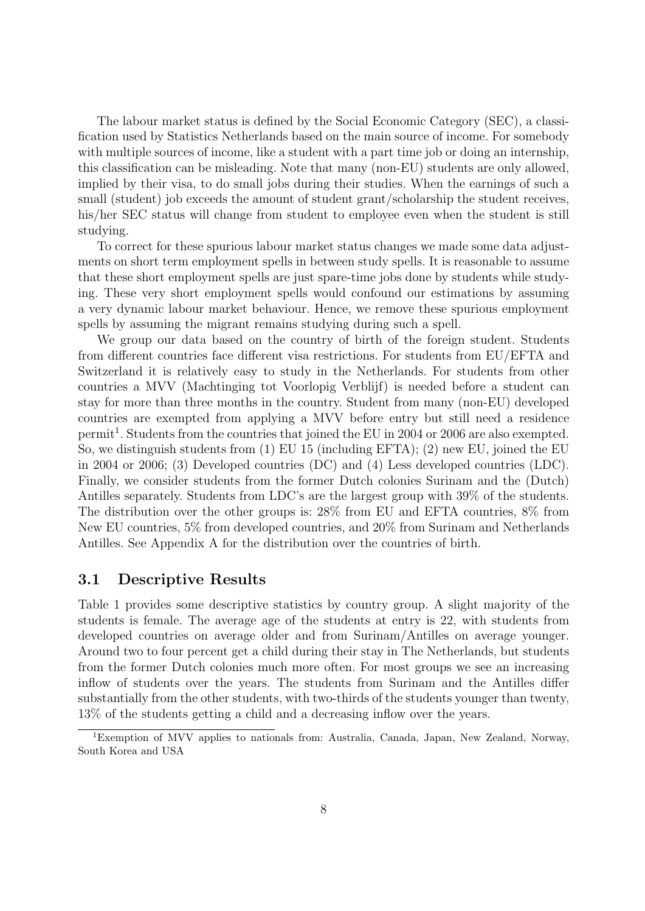The labour market status is defined by the Social Economic Category (SEC), a classification used by Statistics Netherlands based on the main source of income. For somebody with multiple sources of income, like a student with a part time job or doing an internship, this classification can be misleading. Note that many (non-EU) students are only allowed, implied by their visa, to do small jobs during their studies. When the earnings of such a small (student) job exceeds the amount of student grant/scholarship the student receives, his/her SEC status will change from student to employee even when the student is still studying.

To correct for these spurious labour market status changes we made some data adjustments on short term employment spells in between study spells. It is reasonable to assume that these short employment spells are just spare-time jobs done by students while studying. These very short employment spells would confound our estimations by assuming a very dynamic labour market behaviour. Hence, we remove these spurious employment spells by assuming the migrant remains studying during such a spell.

We group our data based on the country of birth of the foreign student. Students from different countries face different visa restrictions. For students from EU/EFTA and Switzerland it is relatively easy to study in the Netherlands. For students from other countries a MVV (Machtinging tot Voorlopig Verblijf) is needed before a student can stay for more than three months in the country. Student from many (non-EU) developed countries are exempted from applying a MVV before entry but still need a residence permit[1]. Students from the countries that joined the EU in 2004 or 2006 are also exempted. So, we distinguish students from (1) EU 15 (including EFTA); (2) new EU, joined the EU in 2004 or 2006; (3) Developed countries (DC) and (4) Less developed countries (LDC). Finally, we consider students from the former Dutch colonies Surinam and the (Dutch) Antilles separately. Students from LDC's are the largest group with 39% of the students. The distribution over the other groups is: 28% from EU and EFTA countries, 8% from New EU countries, 5% from developed countries, and 20% from Surinam and Netherlands Antilles. See Appendix A for the distribution over the countries of birth.

### 3.1 Descriptive Results

Table 1 provides some descriptive statistics by country group. A slight majority of the students is female. The average age of the students at entry is 22, with students from developed countries on average older and from Surinam/Antilles on average younger. Around two to four percent get a child during their stay in The Netherlands, but students from the former Dutch colonies much more often. For most groups we see an increasing inflow of students over the years. The students from Surinam and the Antilles differ substantially from the other students, with two-thirds of the students younger than twenty, 13% of the students getting a child and a decreasing inflow over the years.

[1]Exemption of MVV applies to nationals from: Australia, Canada, Japan, New Zealand, Norway, South Korea and USA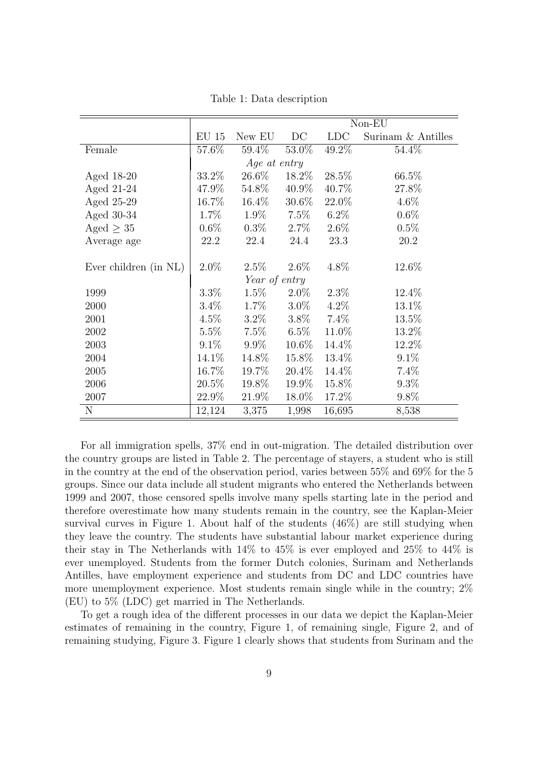Table 1: Data description

| | | | Non-EU | | |
|---|---|---|---|---|---|
| | EU 15 | New EU | DC | LDC | Surinam & Antilles |
| Female | 57.6% | 59.4% | 53.0% | 49.2% | 54.4% |
| | *Age at entry* | | | | |
| Aged 18-20 | 33.2% | 26.6% | 18.2% | 28.5% | 66.5% |
| Aged 21-24 | 47.9% | 54.8% | 40.9% | 40.7% | 27.8% |
| Aged 25-29 | 16.7% | 16.4% | 30.6% | 22.0% | 4.6% |
| Aged 30-34 | 1.7% | 1.9% | 7.5% | 6.2% | 0.6% |
| Aged $\geq 35$ | 0.6% | 0.3% | 2.7% | 2.6% | 0.5% |
| Average age | 22.2 | 22.4 | 24.4 | 23.3 | 20.2 |
| Ever children (in NL) | 2.0% | 2.5% | 2.6% | 4.8% | 12.6% |
| | *Year of entry* | | | | |
| 1999 | 3.3% | 1.5% | 2.0% | 2.3% | 12.4% |
| 2000 | 3.4% | 1.7% | 3.0% | 4.2% | 13.1% |
| 2001 | 4.5% | 3.2% | 3.8% | 7.4% | 13.5% |
| 2002 | 5.5% | 7.5% | 6.5% | 11.0% | 13.2% |
| 2003 | 9.1% | 9.9% | 10.6% | 14.4% | 12.2% |
| 2004 | 14.1% | 14.8% | 15.8% | 13.4% | 9.1% |
| 2005 | 16.7% | 19.7% | 20.4% | 14.4% | 7.4% |
| 2006 | 20.5% | 19.8% | 19.9% | 15.8% | 9.3% |
| 2007 | 22.9% | 21.9% | 18.0% | 17.2% | 9.8% |
| N | 12,124 | 3,375 | 1,998 | 16,695 | 8,538 |

For all immigration spells, 37% end in out-migration. The detailed distribution over the country groups are listed in Table 2. The percentage of stayers, a student who is still in the country at the end of the observation period, varies between 55% and 69% for the 5 groups. Since our data include all student migrants who entered the Netherlands between 1999 and 2007, those censored spells involve many spells starting late in the period and therefore overestimate how many students remain in the country, see the Kaplan-Meier survival curves in Figure 1. About half of the students (46%) are still studying when they leave the country. The students have substantial labour market experience during their stay in The Netherlands with 14% to 45% is ever employed and 25% to 44% is ever unemployed. Students from the former Dutch colonies, Surinam and Netherlands Antilles, have employment experience and students from DC and LDC countries have more unemployment experience. Most students remain single while in the country; 2% (EU) to 5% (LDC) get married in The Netherlands.

To get a rough idea of the different processes in our data we depict the Kaplan-Meier estimates of remaining in the country, Figure 1, of remaining single, Figure 2, and of remaining studying, Figure 3. Figure 1 clearly shows that students from Surinam and the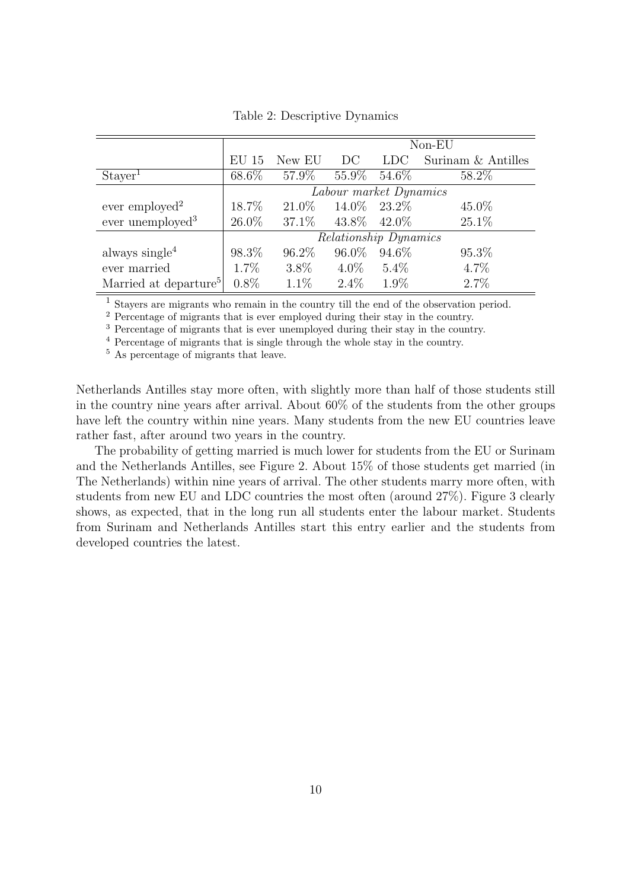Table 2: Descriptive Dynamics

| | | | Non-EU | | |
|---|---|---|---|---|---|
| | EU 15 | New EU | DC | LDC | Surinam & Antilles |
| Stayer[1] | 68.6% | 57.9% | 55.9% | 54.6% | 58.2% |
| | *Labour market Dynamics* | | | | |
| ever employed[2] | 18.7% | 21.0% | 14.0% | 23.2% | 45.0% |
| ever unemployed[3] | 26.0% | 37.1% | 43.8% | 42.0% | 25.1% |
| | *Relationship Dynamics* | | | | |
| always single[4] | 98.3% | 96.2% | 96.0% | 94.6% | 95.3% |
| ever married | 1.7% | 3.8% | 4.0% | 5.4% | 4.7% |
| Married at departure[5] | 0.8% | 1.1% | 2.4% | 1.9% | 2.7% |

[1] Stayers are migrants who remain in the country till the end of the observation period.
[2] Percentage of migrants that is ever employed during their stay in the country.
[3] Percentage of migrants that is ever unemployed during their stay in the country.
[4] Percentage of migrants that is single through the whole stay in the country.
[5] As percentage of migrants that leave.

Netherlands Antilles stay more often, with slightly more than half of those students still in the country nine years after arrival. About 60% of the students from the other groups have left the country within nine years. Many students from the new EU countries leave rather fast, after around two years in the country.

The probability of getting married is much lower for students from the EU or Surinam and the Netherlands Antilles, see Figure 2. About 15% of those students get married (in The Netherlands) within nine years of arrival. The other students marry more often, with students from new EU and LDC countries the most often (around 27%). Figure 3 clearly shows, as expected, that in the long run all students enter the labour market. Students from Surinam and Netherlands Antilles start this entry earlier and the students from developed countries the latest.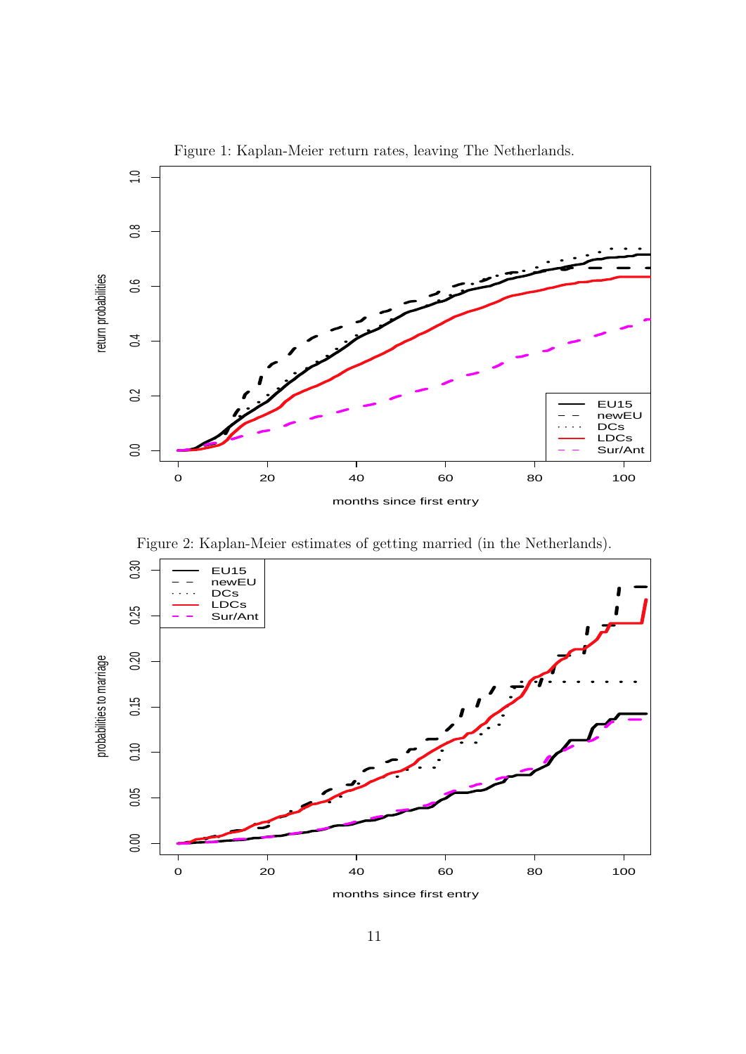Figure 1: Kaplan-Meier return rates, leaving The Netherlands.

Figure 2: Kaplan-Meier estimates of getting married (in the Netherlands).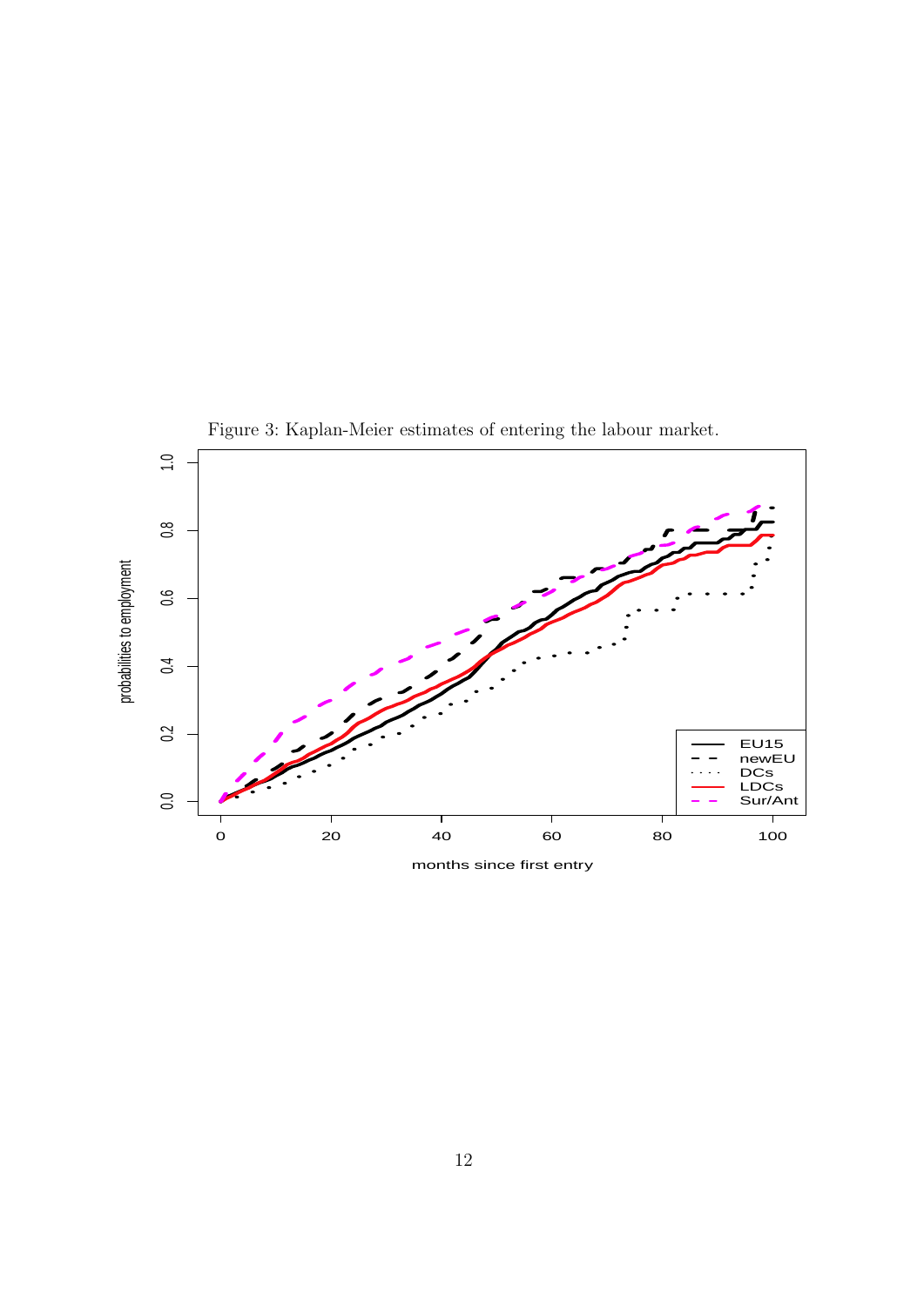Figure 3: Kaplan-Meier estimates of entering the labour market.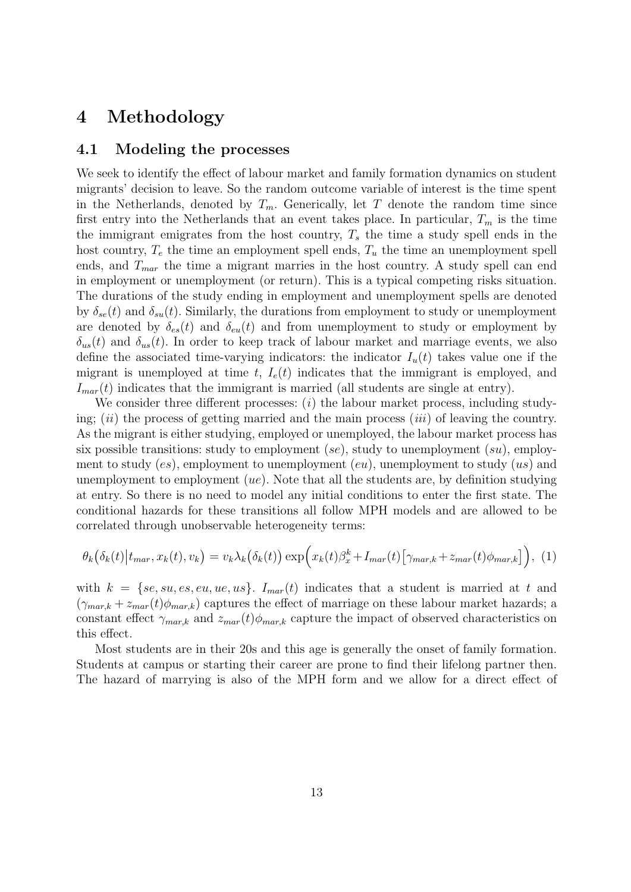# 4 Methodology

## 4.1 Modeling the processes

We seek to identify the effect of labour market and family formation dynamics on student migrants' decision to leave. So the random outcome variable of interest is the time spent in the Netherlands, denoted by $T_m$. Generically, let $T$ denote the random time since first entry into the Netherlands that an event takes place. In particular, $T_m$ is the time the immigrant emigrates from the host country, $T_s$ the time a study spell ends in the host country, $T_e$ the time an employment spell ends, $T_u$ the time an unemployment spell ends, and $T_{mar}$ the time a migrant marries in the host country. A study spell can end in employment or unemployment (or return). This is a typical competing risks situation. The durations of the study ending in employment and unemployment spells are denoted by $\delta_{se}(t)$ and $\delta_{su}(t)$. Similarly, the durations from employment to study or unemployment are denoted by $\delta_{es}(t)$ and $\delta_{eu}(t)$ and from unemployment to study or employment by $\delta_{us}(t)$ and $\delta_{us}(t)$. In order to keep track of labour market and marriage events, we also define the associated time-varying indicators: the indicator $I_u(t)$ takes value one if the migrant is unemployed at time $t$, $I_e(t)$ indicates that the immigrant is employed, and $I_{mar}(t)$ indicates that the immigrant is married (all students are single at entry).

We consider three different processes: (*i*) the labour market process, including studying; (*ii*) the process of getting married and the main process (*iii*) of leaving the country. As the migrant is either studying, employed or unemployed, the labour market process has six possible transitions: study to employment ($se$), study to unemployment ($su$), employment to study ($es$), employment to unemployment ($eu$), unemployment to study ($us$) and unemployment to employment ($ue$). Note that all the students are, by definition studying at entry. So there is no need to model any initial conditions to enter the first state. The conditional hazards for these transitions all follow MPH models and are allowed to be correlated through unobservable heterogeneity terms:

$$\theta_k\big(\delta_k(t)\big|t_{mar}, x_k(t), v_k\big) = v_k \lambda_k\big(\delta_k(t)\big) \exp\Big(x_k(t)\beta_x^k + I_{mar}(t)\big[\gamma_{mar,k} + z_{mar}(t)\phi_{mar,k}\big]\Big), \quad (1)$$

with $k = \{se, su, es, eu, ue, us\}$. $I_{mar}(t)$ indicates that a student is married at $t$ and $(\gamma_{mar,k} + z_{mar}(t)\phi_{mar,k})$ captures the effect of marriage on these labour market hazards; a constant effect $\gamma_{mar,k}$ and $z_{mar}(t)\phi_{mar,k}$ capture the impact of observed characteristics on this effect.

Most students are in their 20s and this age is generally the onset of family formation. Students at campus or starting their career are prone to find their lifelong partner then. The hazard of marrying is also of the MPH form and we allow for a direct effect of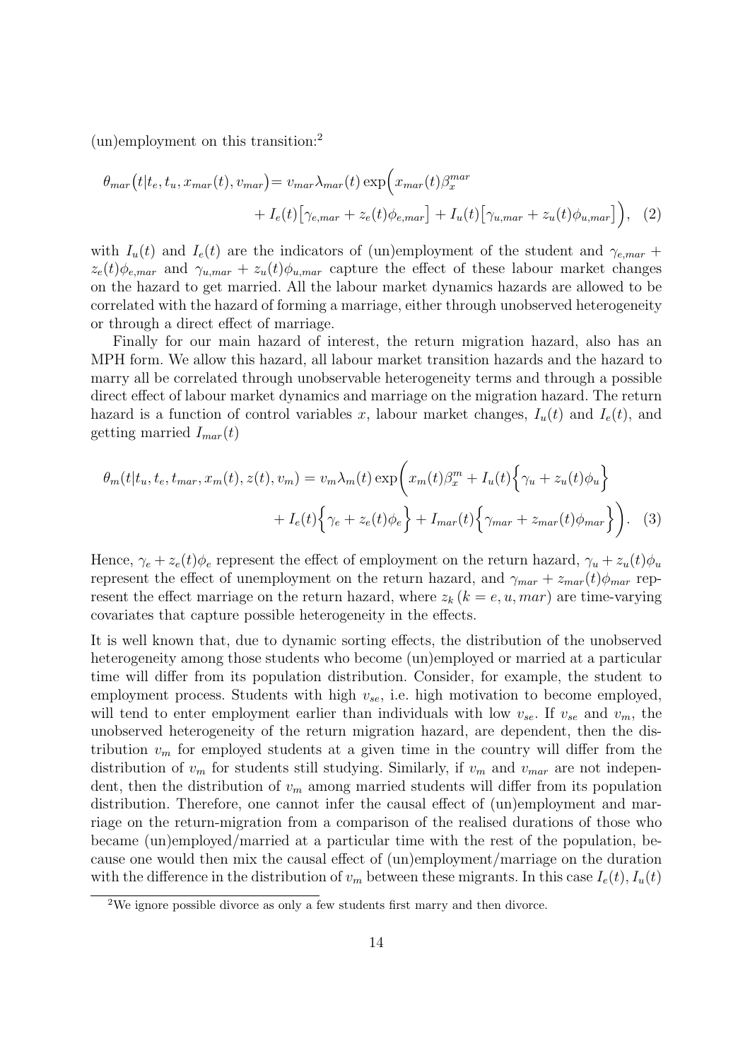(un)employment on this transition:[2]

$$\theta_{mar}\big(t|t_e, t_u, x_{mar}(t), v_{mar}\big) = v_{mar}\lambda_{mar}(t)\exp\Big(x_{mar}(t)\beta_x^{mar} + I_e(t)\big[\gamma_{e,mar} + z_e(t)\phi_{e,mar}\big] + I_u(t)\big[\gamma_{u,mar} + z_u(t)\phi_{u,mar}\big]\Big), \quad (2)$$

with $I_u(t)$ and $I_e(t)$ are the indicators of (un)employment of the student and $\gamma_{e,mar} + z_e(t)\phi_{e,mar}$ and $\gamma_{u,mar} + z_u(t)\phi_{u,mar}$ capture the effect of these labour market changes on the hazard to get married. All the labour market dynamics hazards are allowed to be correlated with the hazard of forming a marriage, either through unobserved heterogeneity or through a direct effect of marriage.

Finally for our main hazard of interest, the return migration hazard, also has an MPH form. We allow this hazard, all labour market transition hazards and the hazard to marry all be correlated through unobservable heterogeneity terms and through a possible direct effect of labour market dynamics and marriage on the migration hazard. The return hazard is a function of control variables $x$, labour market changes, $I_u(t)$ and $I_e(t)$, and getting married $I_{mar}(t)$

$$\theta_m(t|t_u, t_e, t_{mar}, x_m(t), z(t), v_m) = v_m\lambda_m(t)\exp\bigg(x_m(t)\beta_x^m + I_u(t)\Big\{\gamma_u + z_u(t)\phi_u\Big\} + I_e(t)\Big\{\gamma_e + z_e(t)\phi_e\Big\} + I_{mar}(t)\Big\{\gamma_{mar} + z_{mar}(t)\phi_{mar}\Big\}\bigg). \quad (3)$$

Hence, $\gamma_e + z_e(t)\phi_e$ represent the effect of employment on the return hazard, $\gamma_u + z_u(t)\phi_u$ represent the effect of unemployment on the return hazard, and $\gamma_{mar} + z_{mar}(t)\phi_{mar}$ represent the effect marriage on the return hazard, where $z_k\,(k = e, u, mar)$ are time-varying covariates that capture possible heterogeneity in the effects.

It is well known that, due to dynamic sorting effects, the distribution of the unobserved heterogeneity among those students who become (un)employed or married at a particular time will differ from its population distribution. Consider, for example, the student to employment process. Students with high $v_{se}$, i.e. high motivation to become employed, will tend to enter employment earlier than individuals with low $v_{se}$. If $v_{se}$ and $v_m$, the unobserved heterogeneity of the return migration hazard, are dependent, then the distribution $v_m$ for employed students at a given time in the country will differ from the distribution of $v_m$ for students still studying. Similarly, if $v_m$ and $v_{mar}$ are not independent, then the distribution of $v_m$ among married students will differ from its population distribution. Therefore, one cannot infer the causal effect of (un)employment and marriage on the return-migration from a comparison of the realised durations of those who became (un)employed/married at a particular time with the rest of the population, because one would then mix the causal effect of (un)employment/marriage on the duration with the difference in the distribution of $v_m$ between these migrants. In this case $I_e(t)$, $I_u(t)$

[2] We ignore possible divorce as only a few students first marry and then divorce.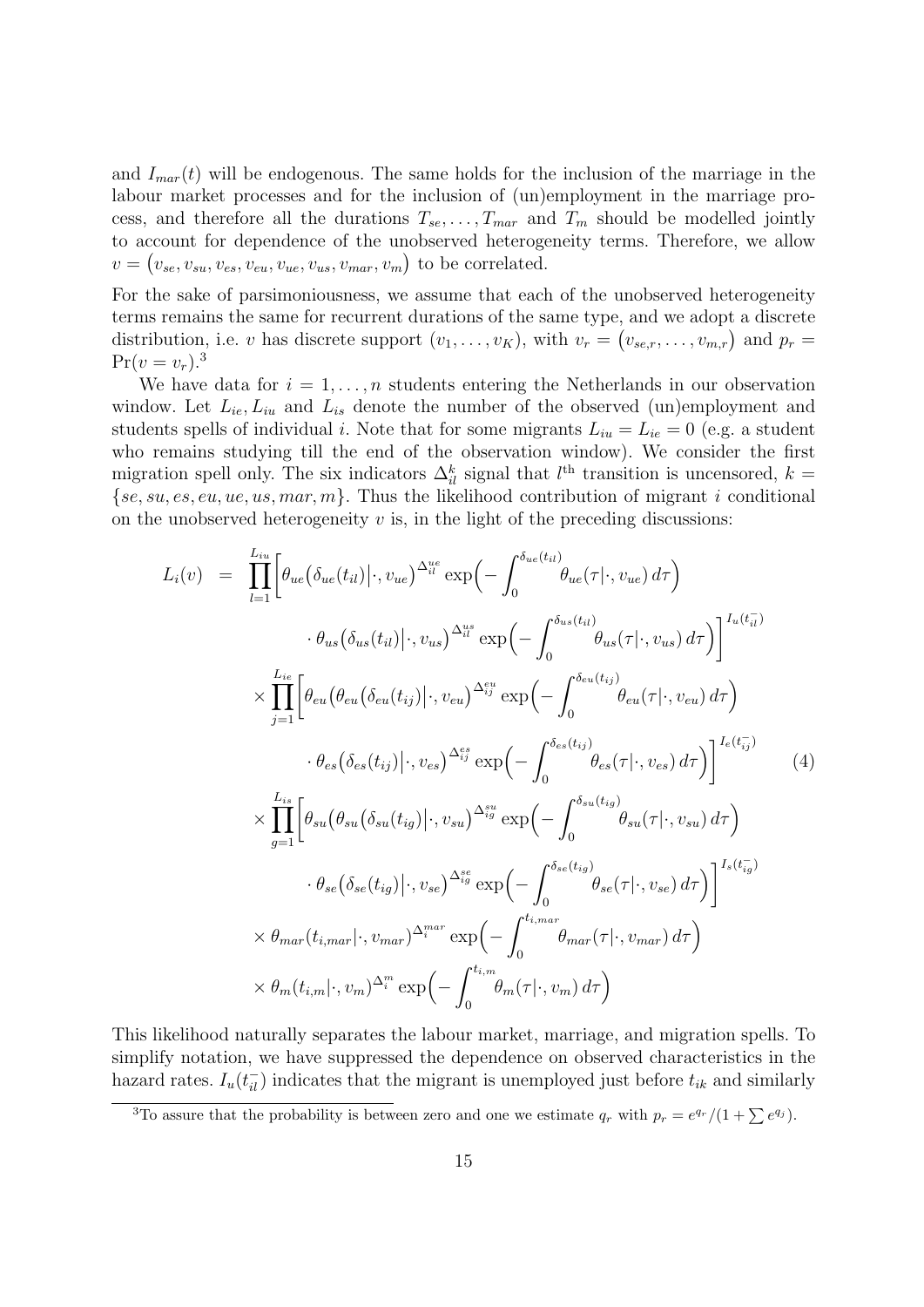and $I_{mar}(t)$ will be endogenous. The same holds for the inclusion of the marriage in the labour market processes and for the inclusion of (un)employment in the marriage process, and therefore all the durations $T_{se}, \ldots, T_{mar}$ and $T_m$ should be modelled jointly to account for dependence of the unobserved heterogeneity terms. Therefore, we allow $v = \big(v_{se}, v_{su}, v_{es}, v_{eu}, v_{ue}, v_{us}, v_{mar}, v_m\big)$ to be correlated.

For the sake of parsimoniousness, we assume that each of the unobserved heterogeneity terms remains the same for recurrent durations of the same type, and we adopt a discrete distribution, i.e. $v$ has discrete support $(v_1, \ldots, v_K)$, with $v_r = \big(v_{se,r}, \ldots, v_{m,r}\big)$ and $p_r = \Pr(v = v_r)$.[3]

We have data for $i = 1, \ldots, n$ students entering the Netherlands in our observation window. Let $L_{ie}, L_{iu}$ and $L_{is}$ denote the number of the observed (un)employment and students spells of individual $i$. Note that for some migrants $L_{iu} = L_{ie} = 0$ (e.g. a student who remains studying till the end of the observation window). We consider the first migration spell only. The six indicators $\Delta_{il}^{k}$ signal that $l^{\text{th}}$ transition is uncensored, $k = \{se, su, es, eu, ue, us, mar, m\}$. Thus the likelihood contribution of migrant $i$ conditional on the unobserved heterogeneity $v$ is, in the light of the preceding discussions:

$$
\begin{aligned}
L_i(v) \;=\; & \prod_{l=1}^{L_{iu}} \Bigg[ \theta_{ue}\big(\delta_{ue}(t_{il})\big|\cdot, v_{ue}\big)^{\Delta_{il}^{ue}} \exp\Big(-\int_0^{\delta_{ue}(t_{il})} \theta_{ue}(\tau|\cdot, v_{ue})\, d\tau\Big) \\
& \qquad \cdot\, \theta_{us}\big(\delta_{us}(t_{il})\big|\cdot, v_{us}\big)^{\Delta_{il}^{us}} \exp\Big(-\int_0^{\delta_{us}(t_{il})} \theta_{us}(\tau|\cdot, v_{us})\, d\tau\Big)\Bigg]^{I_u(t_{il}^-)} \\
\times & \prod_{j=1}^{L_{ie}} \Bigg[ \theta_{eu}\big(\theta_{eu}\big(\delta_{eu}(t_{ij})\big|\cdot, v_{eu}\big)^{\Delta_{ij}^{eu}} \exp\Big(-\int_0^{\delta_{eu}(t_{ij})} \theta_{eu}(\tau|\cdot, v_{eu})\, d\tau\Big) \\
& \qquad \cdot\, \theta_{es}\big(\delta_{es}(t_{ij})\big|\cdot, v_{es}\big)^{\Delta_{ij}^{es}} \exp\Big(-\int_0^{\delta_{es}(t_{ij})} \theta_{es}(\tau|\cdot, v_{es})\, d\tau\Big)\Bigg]^{I_e(t_{ij}^-)} \\
\times & \prod_{g=1}^{L_{is}} \Bigg[ \theta_{su}\big(\theta_{su}\big(\delta_{su}(t_{ig})\big|\cdot, v_{su}\big)^{\Delta_{ig}^{su}} \exp\Big(-\int_0^{\delta_{su}(t_{ig})} \theta_{su}(\tau|\cdot, v_{su})\, d\tau\Big) \\
& \qquad \cdot\, \theta_{se}\big(\delta_{se}(t_{ig})\big|\cdot, v_{se}\big)^{\Delta_{ig}^{se}} \exp\Big(-\int_0^{\delta_{se}(t_{ig})} \theta_{se}(\tau|\cdot, v_{se})\, d\tau\Big)\Bigg]^{I_s(t_{ig}^-)} \\
\times & \; \theta_{mar}(t_{i,mar}|\cdot, v_{mar})^{\Delta_i^{mar}} \exp\Big(-\int_0^{t_{i,mar}} \theta_{mar}(\tau|\cdot, v_{mar})\, d\tau\Big) \\
\times & \; \theta_m(t_{i,m}|\cdot, v_m)^{\Delta_i^{m}} \exp\Big(-\int_0^{t_{i,m}} \theta_m(\tau|\cdot, v_m)\, d\tau\Big)
\end{aligned}
\tag{4}
$$

This likelihood naturally separates the labour market, marriage, and migration spells. To simplify notation, we have suppressed the dependence on observed characteristics in the hazard rates. $I_u(t_{il}^-)$ indicates that the migrant is unemployed just before $t_{ik}$ and similarly

[3] To assure that the probability is between zero and one we estimate $q_r$ with $p_r = e^{q_r}/(1 + \sum e^{q_j})$.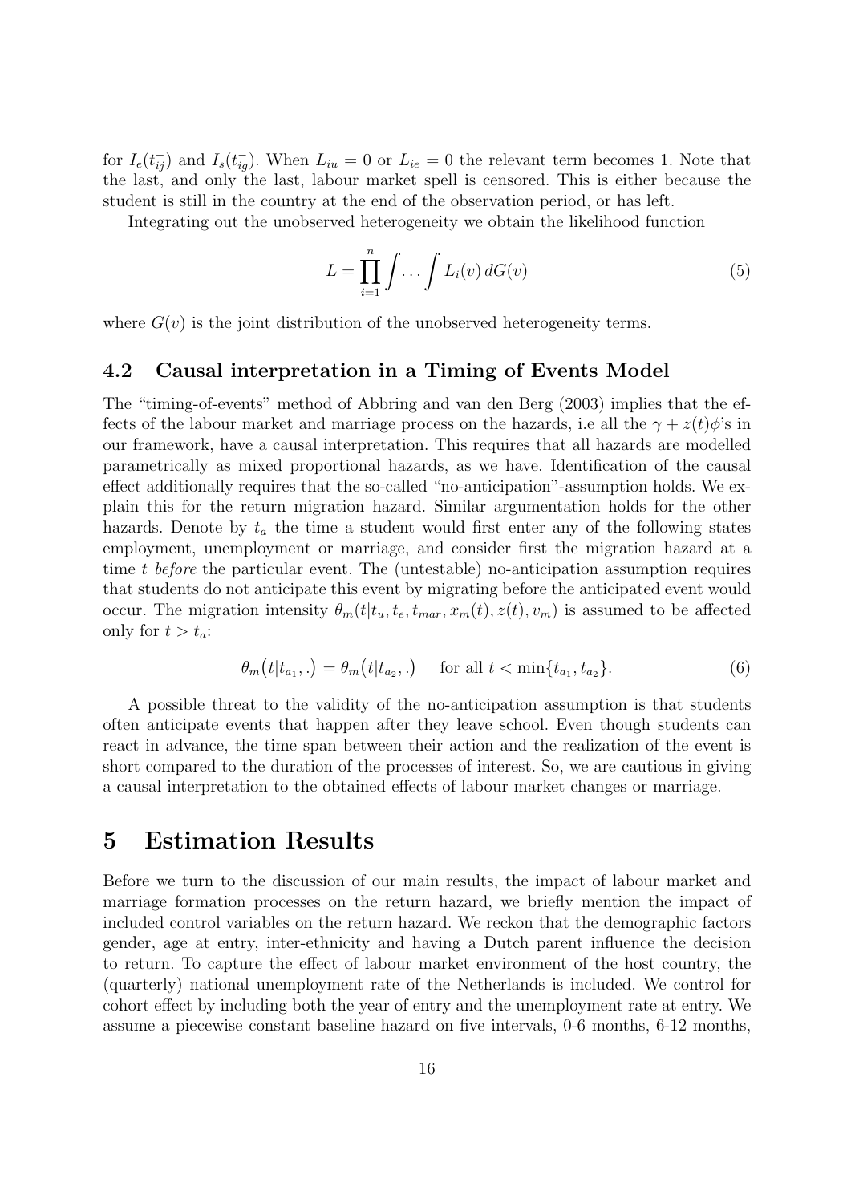for $I_e(t_{ij}^-)$ and $I_s(t_{ig}^-)$. When $L_{iu} = 0$ or $L_{ie} = 0$ the relevant term becomes 1. Note that the last, and only the last, labour market spell is censored. This is either because the student is still in the country at the end of the observation period, or has left.

Integrating out the unobserved heterogeneity we obtain the likelihood function

$$L = \prod_{i=1}^{n} \int \dots \int L_i(v) \, dG(v) \tag{5}$$

where $G(v)$ is the joint distribution of the unobserved heterogeneity terms.

## 4.2 Causal interpretation in a Timing of Events Model

The "timing-of-events" method of Abbring and van den Berg (2003) implies that the effects of the labour market and marriage process on the hazards, i.e all the $\gamma + z(t)\phi$'s in our framework, have a causal interpretation. This requires that all hazards are modelled parametrically as mixed proportional hazards, as we have. Identification of the causal effect additionally requires that the so-called "no-anticipation"-assumption holds. We explain this for the return migration hazard. Similar argumentation holds for the other hazards. Denote by $t_a$ the time a student would first enter any of the following states employment, unemployment or marriage, and consider first the migration hazard at a time $t$ *before* the particular event. The (untestable) no-anticipation assumption requires that students do not anticipate this event by migrating before the anticipated event would occur. The migration intensity $\theta_m(t|t_u, t_e, t_{mar}, x_m(t), z(t), v_m)$ is assumed to be affected only for $t > t_a$:

$$\theta_m\big(t|t_{a_1}, .\big) = \theta_m\big(t|t_{a_2}, .\big) \quad \text{ for all } t < \min\{t_{a_1}, t_{a_2}\}. \tag{6}$$

A possible threat to the validity of the no-anticipation assumption is that students often anticipate events that happen after they leave school. Even though students can react in advance, the time span between their action and the realization of the event is short compared to the duration of the processes of interest. So, we are cautious in giving a causal interpretation to the obtained effects of labour market changes or marriage.

# 5 Estimation Results

Before we turn to the discussion of our main results, the impact of labour market and marriage formation processes on the return hazard, we briefly mention the impact of included control variables on the return hazard. We reckon that the demographic factors gender, age at entry, inter-ethnicity and having a Dutch parent influence the decision to return. To capture the effect of labour market environment of the host country, the (quarterly) national unemployment rate of the Netherlands is included. We control for cohort effect by including both the year of entry and the unemployment rate at entry. We assume a piecewise constant baseline hazard on five intervals, 0-6 months, 6-12 months,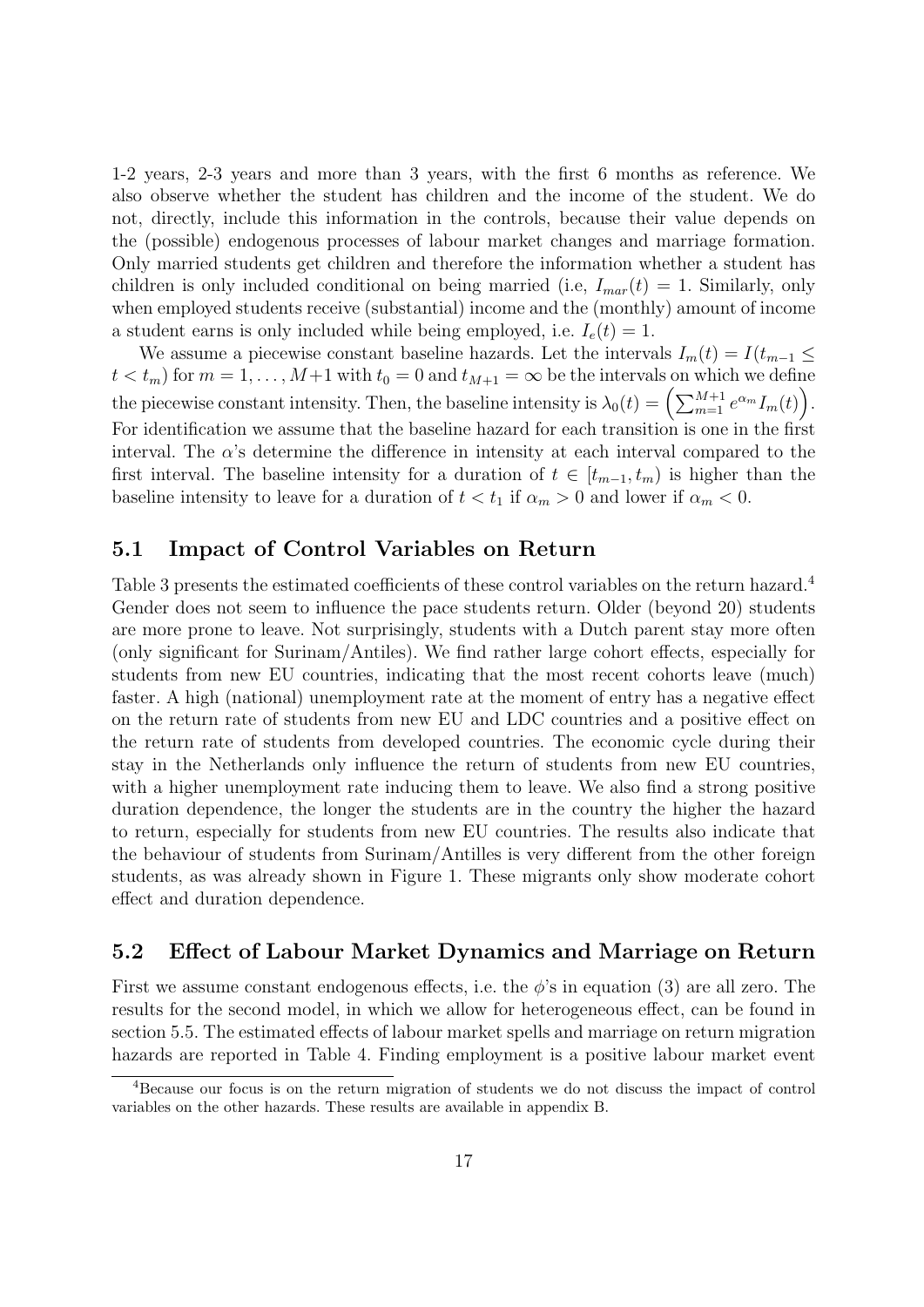1-2 years, 2-3 years and more than 3 years, with the first 6 months as reference. We also observe whether the student has children and the income of the student. We do not, directly, include this information in the controls, because their value depends on the (possible) endogenous processes of labour market changes and marriage formation. Only married students get children and therefore the information whether a student has children is only included conditional on being married (i.e, $I_{mar}(t) = 1$. Similarly, only when employed students receive (substantial) income and the (monthly) amount of income a student earns is only included while being employed, i.e. $I_e(t) = 1$.

We assume a piecewise constant baseline hazards. Let the intervals $I_m(t) = I(t_{m-1} \leq t < t_m)$ for $m = 1, \ldots, M+1$ with $t_0 = 0$ and $t_{M+1} = \infty$ be the intervals on which we define the piecewise constant intensity. Then, the baseline intensity is $\lambda_0(t) = \left(\sum_{m=1}^{M+1} e^{\alpha_m} I_m(t)\right)$. For identification we assume that the baseline hazard for each transition is one in the first interval. The $\alpha$'s determine the difference in intensity at each interval compared to the first interval. The baseline intensity for a duration of $t \in [t_{m-1}, t_m)$ is higher than the baseline intensity to leave for a duration of $t < t_1$ if $\alpha_m > 0$ and lower if $\alpha_m < 0$.

## 5.1 Impact of Control Variables on Return

Table 3 presents the estimated coefficients of these control variables on the return hazard.[4] Gender does not seem to influence the pace students return. Older (beyond 20) students are more prone to leave. Not surprisingly, students with a Dutch parent stay more often (only significant for Surinam/Antiles). We find rather large cohort effects, especially for students from new EU countries, indicating that the most recent cohorts leave (much) faster. A high (national) unemployment rate at the moment of entry has a negative effect on the return rate of students from new EU and LDC countries and a positive effect on the return rate of students from developed countries. The economic cycle during their stay in the Netherlands only influence the return of students from new EU countries, with a higher unemployment rate inducing them to leave. We also find a strong positive duration dependence, the longer the students are in the country the higher the hazard to return, especially for students from new EU countries. The results also indicate that the behaviour of students from Surinam/Antilles is very different from the other foreign students, as was already shown in Figure 1. These migrants only show moderate cohort effect and duration dependence.

## 5.2 Effect of Labour Market Dynamics and Marriage on Return

First we assume constant endogenous effects, i.e. the $\phi$'s in equation (3) are all zero. The results for the second model, in which we allow for heterogeneous effect, can be found in section 5.5. The estimated effects of labour market spells and marriage on return migration hazards are reported in Table 4. Finding employment is a positive labour market event

[4]Because our focus is on the return migration of students we do not discuss the impact of control variables on the other hazards. These results are available in appendix B.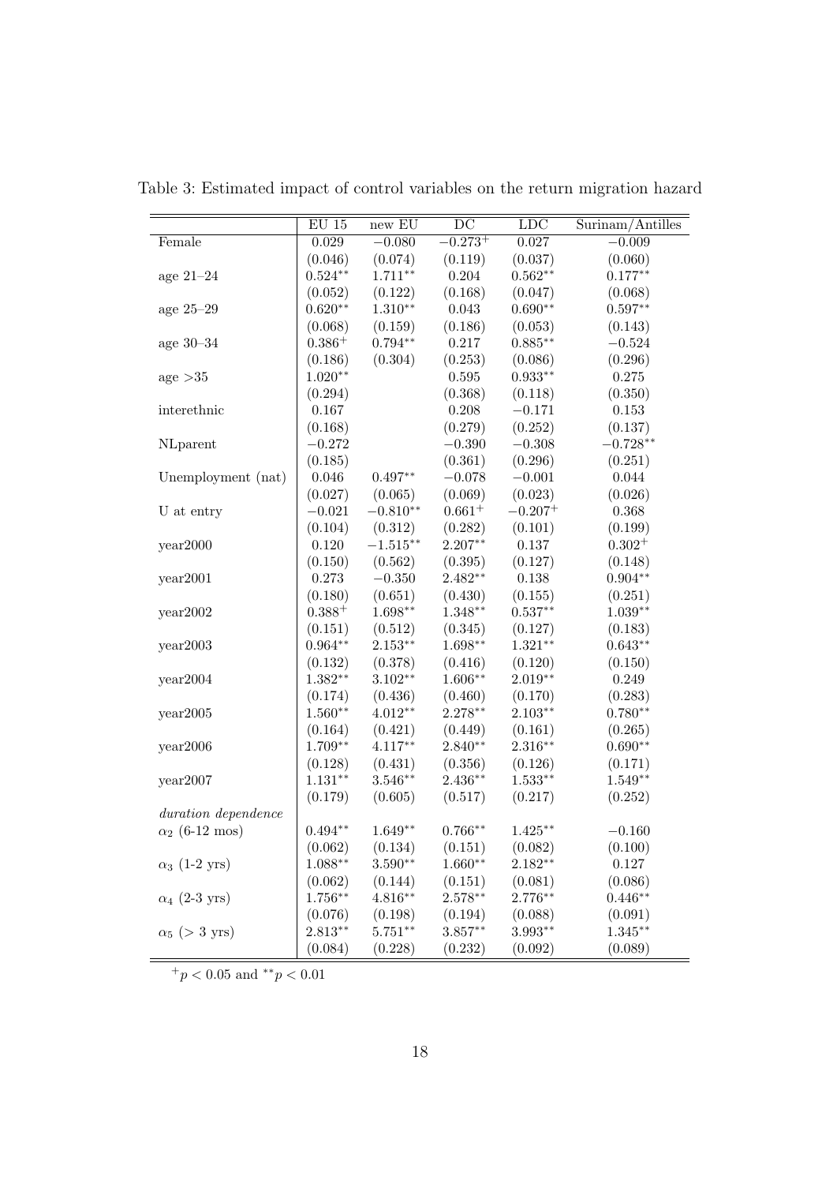Table 3: Estimated impact of control variables on the return migration hazard

| | EU 15 | new EU | DC | LDC | Surinam/Antilles |
|---|---|---|---|---|---|
| Female | 0.029 | $-0.080$ | $-0.273^{+}$ | 0.027 | $-0.009$ |
| | (0.046) | (0.074) | (0.119) | (0.037) | (0.060) |
| age 21–24 | $0.524^{**}$ | $1.711^{**}$ | 0.204 | $0.562^{**}$ | $0.177^{**}$ |
| | (0.052) | (0.122) | (0.168) | (0.047) | (0.068) |
| age 25–29 | $0.620^{**}$ | $1.310^{**}$ | 0.043 | $0.690^{**}$ | $0.597^{**}$ |
| | (0.068) | (0.159) | (0.186) | (0.053) | (0.143) |
| age 30–34 | $0.386^{+}$ | $0.794^{**}$ | 0.217 | $0.885^{**}$ | $-0.524$ |
| | (0.186) | (0.304) | (0.253) | (0.086) | (0.296) |
| age >35 | $1.020^{**}$ | | 0.595 | $0.933^{**}$ | 0.275 |
| | (0.294) | | (0.368) | (0.118) | (0.350) |
| interethnic | 0.167 | | 0.208 | $-0.171$ | 0.153 |
| | (0.168) | | (0.279) | (0.252) | (0.137) |
| NLparent | $-0.272$ | | $-0.390$ | $-0.308$ | $-0.728^{**}$ |
| | (0.185) | | (0.361) | (0.296) | (0.251) |
| Unemployment (nat) | 0.046 | $0.497^{**}$ | $-0.078$ | $-0.001$ | 0.044 |
| | (0.027) | (0.065) | (0.069) | (0.023) | (0.026) |
| U at entry | $-0.021$ | $-0.810^{**}$ | $0.661^{+}$ | $-0.207^{+}$ | 0.368 |
| | (0.104) | (0.312) | (0.282) | (0.101) | (0.199) |
| year2000 | 0.120 | $-1.515^{**}$ | $2.207^{**}$ | 0.137 | $0.302^{+}$ |
| | (0.150) | (0.562) | (0.395) | (0.127) | (0.148) |
| year2001 | 0.273 | $-0.350$ | $2.482^{**}$ | 0.138 | $0.904^{**}$ |
| | (0.180) | (0.651) | (0.430) | (0.155) | (0.251) |
| year2002 | $0.388^{+}$ | $1.698^{**}$ | $1.348^{**}$ | $0.537^{**}$ | $1.039^{**}$ |
| | (0.151) | (0.512) | (0.345) | (0.127) | (0.183) |
| year2003 | $0.964^{**}$ | $2.153^{**}$ | $1.698^{**}$ | $1.321^{**}$ | $0.643^{**}$ |
| | (0.132) | (0.378) | (0.416) | (0.120) | (0.150) |
| year2004 | $1.382^{**}$ | $3.102^{**}$ | $1.606^{**}$ | $2.019^{**}$ | 0.249 |
| | (0.174) | (0.436) | (0.460) | (0.170) | (0.283) |
| year2005 | $1.560^{**}$ | $4.012^{**}$ | $2.278^{**}$ | $2.103^{**}$ | $0.780^{**}$ |
| | (0.164) | (0.421) | (0.449) | (0.161) | (0.265) |
| year2006 | $1.709^{**}$ | $4.117^{**}$ | $2.840^{**}$ | $2.316^{**}$ | $0.690^{**}$ |
| | (0.128) | (0.431) | (0.356) | (0.126) | (0.171) |
| year2007 | $1.131^{**}$ | $3.546^{**}$ | $2.436^{**}$ | $1.533^{**}$ | $1.549^{**}$ |
| | (0.179) | (0.605) | (0.517) | (0.217) | (0.252) |
| *duration dependence* | | | | | |
| $\alpha_2$ (6-12 mos) | $0.494^{**}$ | $1.649^{**}$ | $0.766^{**}$ | $1.425^{**}$ | $-0.160$ |
| | (0.062) | (0.134) | (0.151) | (0.082) | (0.100) |
| $\alpha_3$ (1-2 yrs) | $1.088^{**}$ | $3.590^{**}$ | $1.660^{**}$ | $2.182^{**}$ | 0.127 |
| | (0.062) | (0.144) | (0.151) | (0.081) | (0.086) |
| $\alpha_4$ (2-3 yrs) | $1.756^{**}$ | $4.816^{**}$ | $2.578^{**}$ | $2.776^{**}$ | $0.446^{**}$ |
| | (0.076) | (0.198) | (0.194) | (0.088) | (0.091) |
| $\alpha_5$ (> 3 yrs) | $2.813^{**}$ | $5.751^{**}$ | $3.857^{**}$ | $3.993^{**}$ | $1.345^{**}$ |
| | (0.084) | (0.228) | (0.232) | (0.092) | (0.089) |

$^{+}p < 0.05$ and $^{**}p < 0.01$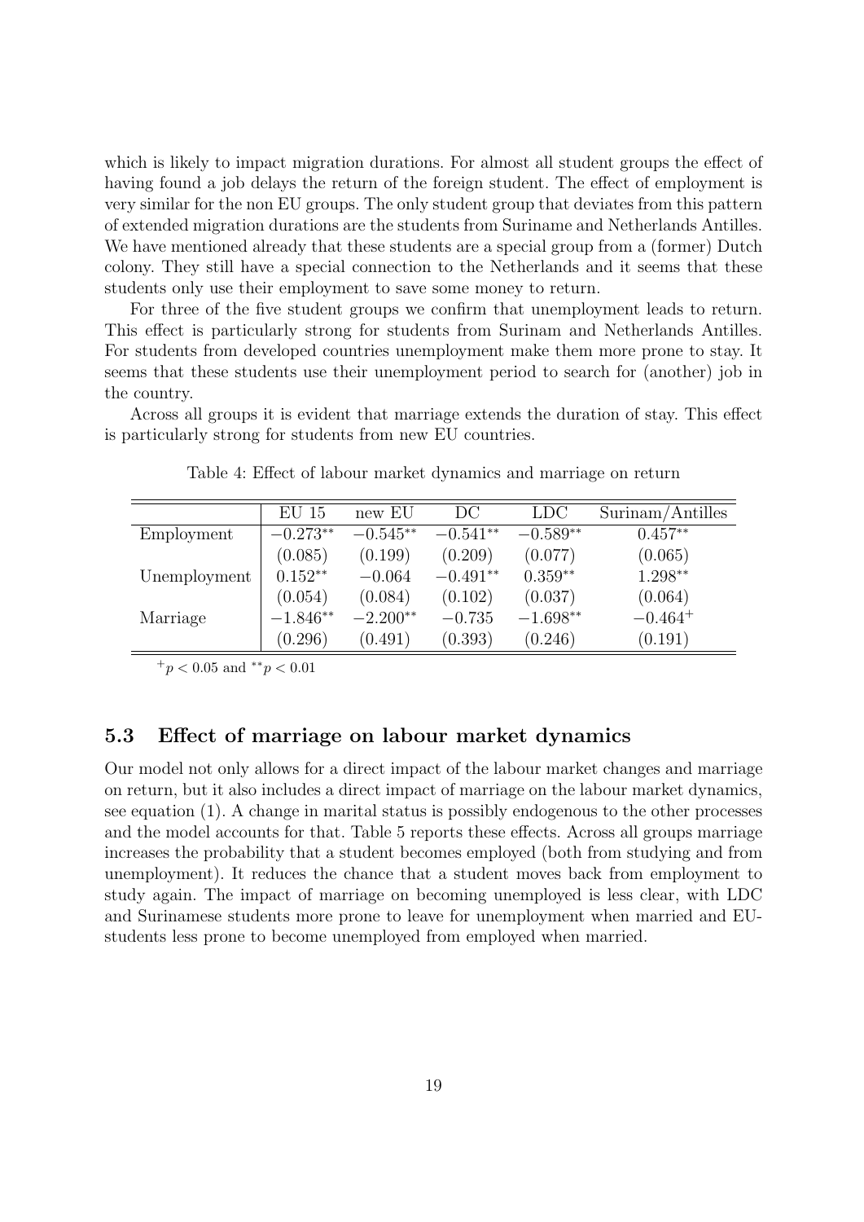which is likely to impact migration durations. For almost all student groups the effect of having found a job delays the return of the foreign student. The effect of employment is very similar for the non EU groups. The only student group that deviates from this pattern of extended migration durations are the students from Suriname and Netherlands Antilles. We have mentioned already that these students are a special group from a (former) Dutch colony. They still have a special connection to the Netherlands and it seems that these students only use their employment to save some money to return.

For three of the five student groups we confirm that unemployment leads to return. This effect is particularly strong for students from Surinam and Netherlands Antilles. For students from developed countries unemployment make them more prone to stay. It seems that these students use their unemployment period to search for (another) job in the country.

Across all groups it is evident that marriage extends the duration of stay. This effect is particularly strong for students from new EU countries.

Table 4: Effect of labour market dynamics and marriage on return

| | EU 15 | new EU | DC | LDC | Surinam/Antilles |
|---|---|---|---|---|---|
| Employment | $-0.273^{**}$ | $-0.545^{**}$ | $-0.541^{**}$ | $-0.589^{**}$ | $0.457^{**}$ |
| | (0.085) | (0.199) | (0.209) | (0.077) | (0.065) |
| Unemployment | $0.152^{**}$ | $-0.064$ | $-0.491^{**}$ | $0.359^{**}$ | $1.298^{**}$ |
| | (0.054) | (0.084) | (0.102) | (0.037) | (0.064) |
| Marriage | $-1.846^{**}$ | $-2.200^{**}$ | $-0.735$ | $-1.698^{**}$ | $-0.464^{+}$ |
| | (0.296) | (0.491) | (0.393) | (0.246) | (0.191) |

$^{+}p < 0.05$ and $^{**}p < 0.01$

### 5.3 Effect of marriage on labour market dynamics

Our model not only allows for a direct impact of the labour market changes and marriage on return, but it also includes a direct impact of marriage on the labour market dynamics, see equation (1). A change in marital status is possibly endogenous to the other processes and the model accounts for that. Table 5 reports these effects. Across all groups marriage increases the probability that a student becomes employed (both from studying and from unemployment). It reduces the chance that a student moves back from employment to study again. The impact of marriage on becoming unemployed is less clear, with LDC and Surinamese students more prone to leave for unemployment when married and EU-students less prone to become unemployed from employed when married.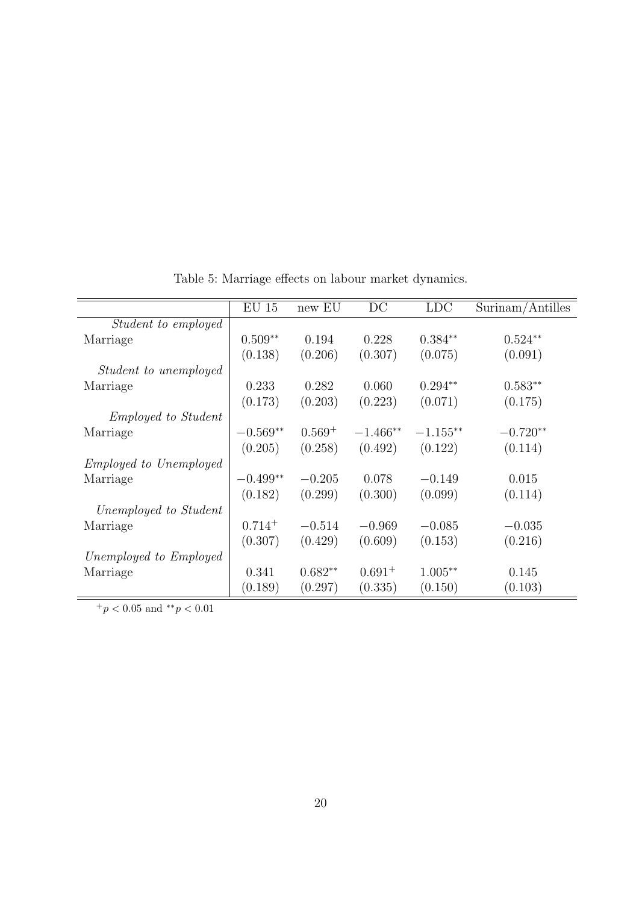Table 5: Marriage effects on labour market dynamics.

| | EU 15 | new EU | DC | LDC | Surinam/Antilles |
|---|---|---|---|---|---|
| *Student to employed* | | | | | |
| Marriage | $0.509^{**}$ | 0.194 | 0.228 | $0.384^{**}$ | $0.524^{**}$ |
| | (0.138) | (0.206) | (0.307) | (0.075) | (0.091) |
| *Student to unemployed* | | | | | |
| Marriage | 0.233 | 0.282 | 0.060 | $0.294^{**}$ | $0.583^{**}$ |
| | (0.173) | (0.203) | (0.223) | (0.071) | (0.175) |
| *Employed to Student* | | | | | |
| Marriage | $-0.569^{**}$ | $0.569^{+}$ | $-1.466^{**}$ | $-1.155^{**}$ | $-0.720^{**}$ |
| | (0.205) | (0.258) | (0.492) | (0.122) | (0.114) |
| *Employed to Unemployed* | | | | | |
| Marriage | $-0.499^{**}$ | $-0.205$ | 0.078 | $-0.149$ | 0.015 |
| | (0.182) | (0.299) | (0.300) | (0.099) | (0.114) |
| *Unemployed to Student* | | | | | |
| Marriage | $0.714^{+}$ | $-0.514$ | $-0.969$ | $-0.085$ | $-0.035$ |
| | (0.307) | (0.429) | (0.609) | (0.153) | (0.216) |
| *Unemployed to Employed* | | | | | |
| Marriage | 0.341 | $0.682^{**}$ | $0.691^{+}$ | $1.005^{**}$ | 0.145 |
| | (0.189) | (0.297) | (0.335) | (0.150) | (0.103) |

$^{+}p < 0.05$ and $^{**}p < 0.01$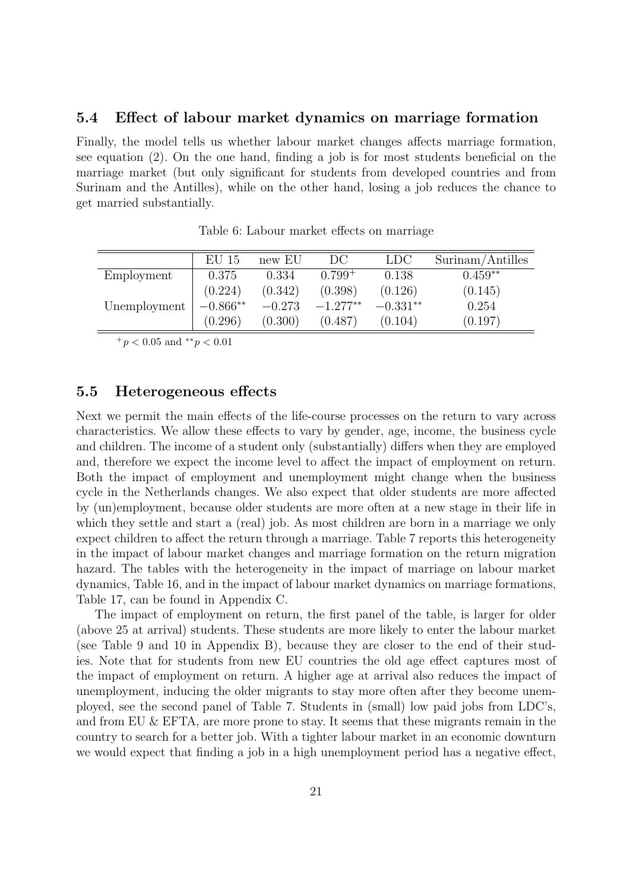### 5.4 Effect of labour market dynamics on marriage formation

Finally, the model tells us whether labour market changes affects marriage formation, see equation (2). On the one hand, finding a job is for most students beneficial on the marriage market (but only significant for students from developed countries and from Surinam and the Antilles), while on the other hand, losing a job reduces the chance to get married substantially.

Table 6: Labour market effects on marriage

| | EU 15 | new EU | DC | LDC | Surinam/Antilles |
|---|---|---|---|---|---|
| Employment | 0.375 | 0.334 | $0.799^{+}$ | 0.138 | $0.459^{**}$ |
| | (0.224) | (0.342) | (0.398) | (0.126) | (0.145) |
| Unemployment | $-0.866^{**}$ | $-0.273$ | $-1.277^{**}$ | $-0.331^{**}$ | 0.254 |
| | (0.296) | (0.300) | (0.487) | (0.104) | (0.197) |

$^{+}p < 0.05$ and $^{**}p < 0.01$

### 5.5 Heterogeneous effects

Next we permit the main effects of the life-course processes on the return to vary across characteristics. We allow these effects to vary by gender, age, income, the business cycle and children. The income of a student only (substantially) differs when they are employed and, therefore we expect the income level to affect the impact of employment on return. Both the impact of employment and unemployment might change when the business cycle in the Netherlands changes. We also expect that older students are more affected by (un)employment, because older students are more often at a new stage in their life in which they settle and start a (real) job. As most children are born in a marriage we only expect children to affect the return through a marriage. Table 7 reports this heterogeneity in the impact of labour market changes and marriage formation on the return migration hazard. The tables with the heterogeneity in the impact of marriage on labour market dynamics, Table 16, and in the impact of labour market dynamics on marriage formations, Table 17, can be found in Appendix C.

The impact of employment on return, the first panel of the table, is larger for older (above 25 at arrival) students. These students are more likely to enter the labour market (see Table 9 and 10 in Appendix B), because they are closer to the end of their studies. Note that for students from new EU countries the old age effect captures most of the impact of employment on return. A higher age at arrival also reduces the impact of unemployment, inducing the older migrants to stay more often after they become unemployed, see the second panel of Table 7. Students in (small) low paid jobs from LDC's, and from EU & EFTA, are more prone to stay. It seems that these migrants remain in the country to search for a better job. With a tighter labour market in an economic downturn we would expect that finding a job in a high unemployment period has a negative effect,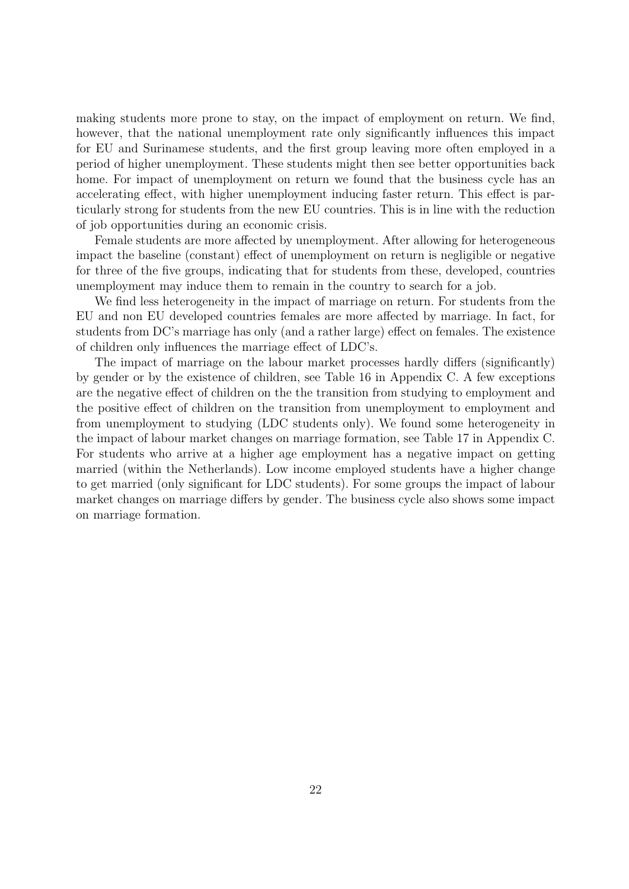making students more prone to stay, on the impact of employment on return. We find, however, that the national unemployment rate only significantly influences this impact for EU and Surinamese students, and the first group leaving more often employed in a period of higher unemployment. These students might then see better opportunities back home. For impact of unemployment on return we found that the business cycle has an accelerating effect, with higher unemployment inducing faster return. This effect is particularly strong for students from the new EU countries. This is in line with the reduction of job opportunities during an economic crisis.

Female students are more affected by unemployment. After allowing for heterogeneous impact the baseline (constant) effect of unemployment on return is negligible or negative for three of the five groups, indicating that for students from these, developed, countries unemployment may induce them to remain in the country to search for a job.

We find less heterogeneity in the impact of marriage on return. For students from the EU and non EU developed countries females are more affected by marriage. In fact, for students from DC's marriage has only (and a rather large) effect on females. The existence of children only influences the marriage effect of LDC's.

The impact of marriage on the labour market processes hardly differs (significantly) by gender or by the existence of children, see Table 16 in Appendix C. A few exceptions are the negative effect of children on the the transition from studying to employment and the positive effect of children on the transition from unemployment to employment and from unemployment to studying (LDC students only). We found some heterogeneity in the impact of labour market changes on marriage formation, see Table 17 in Appendix C. For students who arrive at a higher age employment has a negative impact on getting married (within the Netherlands). Low income employed students have a higher change to get married (only significant for LDC students). For some groups the impact of labour market changes on marriage differs by gender. The business cycle also shows some impact on marriage formation.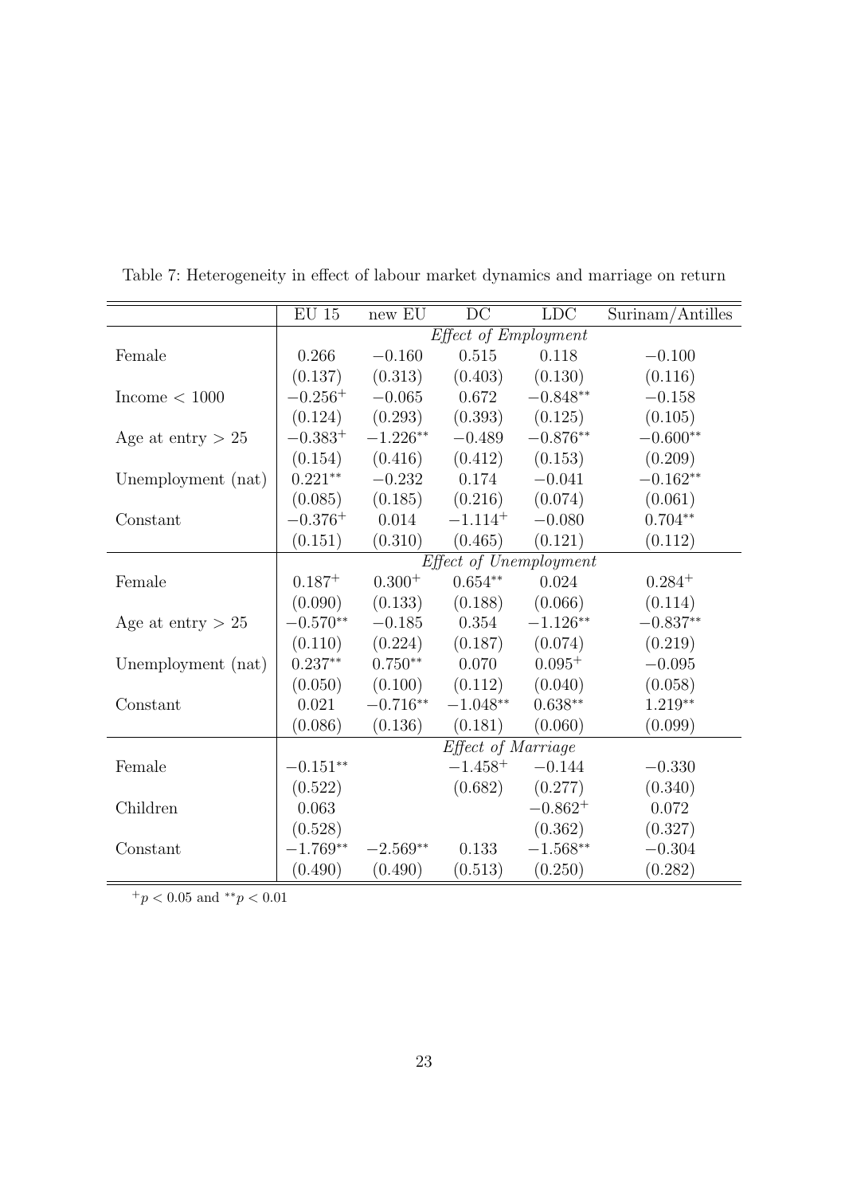Table 7: Heterogeneity in effect of labour market dynamics and marriage on return

| | EU 15 | new EU | DC | LDC | Surinam/Antilles |
|---|---|---|---|---|---|
| | *Effect of Employment* | | | | |
| Female | 0.266 | $-0.160$ | 0.515 | 0.118 | $-0.100$ |
| | (0.137) | (0.313) | (0.403) | (0.130) | (0.116) |
| Income $< 1000$ | $-0.256^{+}$ | $-0.065$ | 0.672 | $-0.848^{**}$ | $-0.158$ |
| | (0.124) | (0.293) | (0.393) | (0.125) | (0.105) |
| Age at entry $> 25$ | $-0.383^{+}$ | $-1.226^{**}$ | $-0.489$ | $-0.876^{**}$ | $-0.600^{**}$ |
| | (0.154) | (0.416) | (0.412) | (0.153) | (0.209) |
| Unemployment (nat) | $0.221^{**}$ | $-0.232$ | 0.174 | $-0.041$ | $-0.162^{**}$ |
| | (0.085) | (0.185) | (0.216) | (0.074) | (0.061) |
| Constant | $-0.376^{+}$ | 0.014 | $-1.114^{+}$ | $-0.080$ | $0.704^{**}$ |
| | (0.151) | (0.310) | (0.465) | (0.121) | (0.112) |
| | *Effect of Unemployment* | | | | |
| Female | $0.187^{+}$ | $0.300^{+}$ | $0.654^{**}$ | 0.024 | $0.284^{+}$ |
| | (0.090) | (0.133) | (0.188) | (0.066) | (0.114) |
| Age at entry $> 25$ | $-0.570^{**}$ | $-0.185$ | 0.354 | $-1.126^{**}$ | $-0.837^{**}$ |
| | (0.110) | (0.224) | (0.187) | (0.074) | (0.219) |
| Unemployment (nat) | $0.237^{**}$ | $0.750^{**}$ | 0.070 | $0.095^{+}$ | $-0.095$ |
| | (0.050) | (0.100) | (0.112) | (0.040) | (0.058) |
| Constant | 0.021 | $-0.716^{**}$ | $-1.048^{**}$ | $0.638^{**}$ | $1.219^{**}$ |
| | (0.086) | (0.136) | (0.181) | (0.060) | (0.099) |
| | *Effect of Marriage* | | | | |
| Female | $-0.151^{**}$ | | $-1.458^{+}$ | $-0.144$ | $-0.330$ |
| | (0.522) | | (0.682) | (0.277) | (0.340) |
| Children | 0.063 | | | $-0.862^{+}$ | 0.072 |
| | (0.528) | | | (0.362) | (0.327) |
| Constant | $-1.769^{**}$ | $-2.569^{**}$ | 0.133 | $-1.568^{**}$ | $-0.304$ |
| | (0.490) | (0.490) | (0.513) | (0.250) | (0.282) |

${}^{+}p < 0.05$ and ${}^{**}p < 0.01$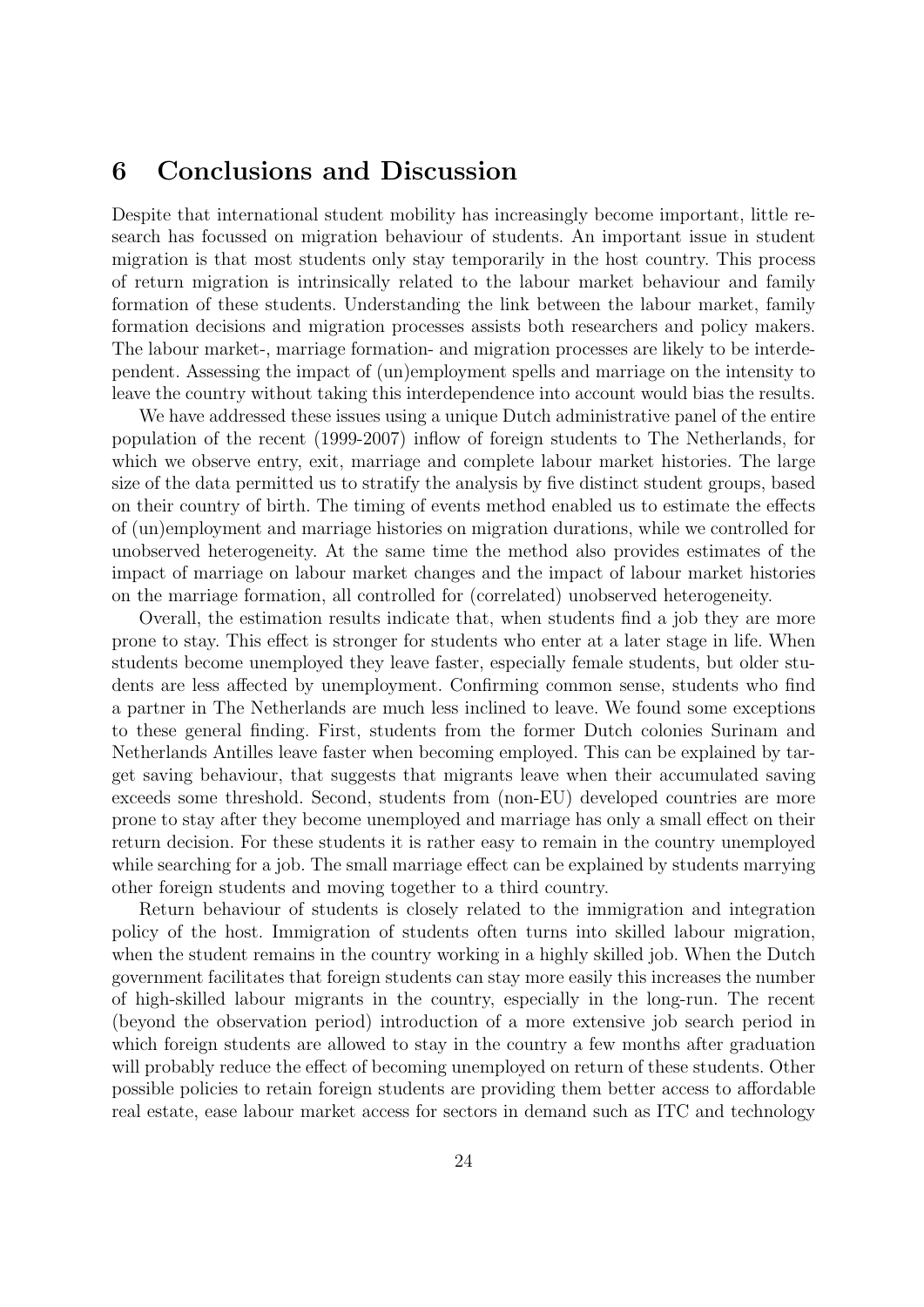# 6 Conclusions and Discussion

Despite that international student mobility has increasingly become important, little research has focussed on migration behaviour of students. An important issue in student migration is that most students only stay temporarily in the host country. This process of return migration is intrinsically related to the labour market behaviour and family formation of these students. Understanding the link between the labour market, family formation decisions and migration processes assists both researchers and policy makers. The labour market-, marriage formation- and migration processes are likely to be interdependent. Assessing the impact of (un)employment spells and marriage on the intensity to leave the country without taking this interdependence into account would bias the results.

We have addressed these issues using a unique Dutch administrative panel of the entire population of the recent (1999-2007) inflow of foreign students to The Netherlands, for which we observe entry, exit, marriage and complete labour market histories. The large size of the data permitted us to stratify the analysis by five distinct student groups, based on their country of birth. The timing of events method enabled us to estimate the effects of (un)employment and marriage histories on migration durations, while we controlled for unobserved heterogeneity. At the same time the method also provides estimates of the impact of marriage on labour market changes and the impact of labour market histories on the marriage formation, all controlled for (correlated) unobserved heterogeneity.

Overall, the estimation results indicate that, when students find a job they are more prone to stay. This effect is stronger for students who enter at a later stage in life. When students become unemployed they leave faster, especially female students, but older students are less affected by unemployment. Confirming common sense, students who find a partner in The Netherlands are much less inclined to leave. We found some exceptions to these general finding. First, students from the former Dutch colonies Surinam and Netherlands Antilles leave faster when becoming employed. This can be explained by target saving behaviour, that suggests that migrants leave when their accumulated saving exceeds some threshold. Second, students from (non-EU) developed countries are more prone to stay after they become unemployed and marriage has only a small effect on their return decision. For these students it is rather easy to remain in the country unemployed while searching for a job. The small marriage effect can be explained by students marrying other foreign students and moving together to a third country.

Return behaviour of students is closely related to the immigration and integration policy of the host. Immigration of students often turns into skilled labour migration, when the student remains in the country working in a highly skilled job. When the Dutch government facilitates that foreign students can stay more easily this increases the number of high-skilled labour migrants in the country, especially in the long-run. The recent (beyond the observation period) introduction of a more extensive job search period in which foreign students are allowed to stay in the country a few months after graduation will probably reduce the effect of becoming unemployed on return of these students. Other possible policies to retain foreign students are providing them better access to affordable real estate, ease labour market access for sectors in demand such as ITC and technology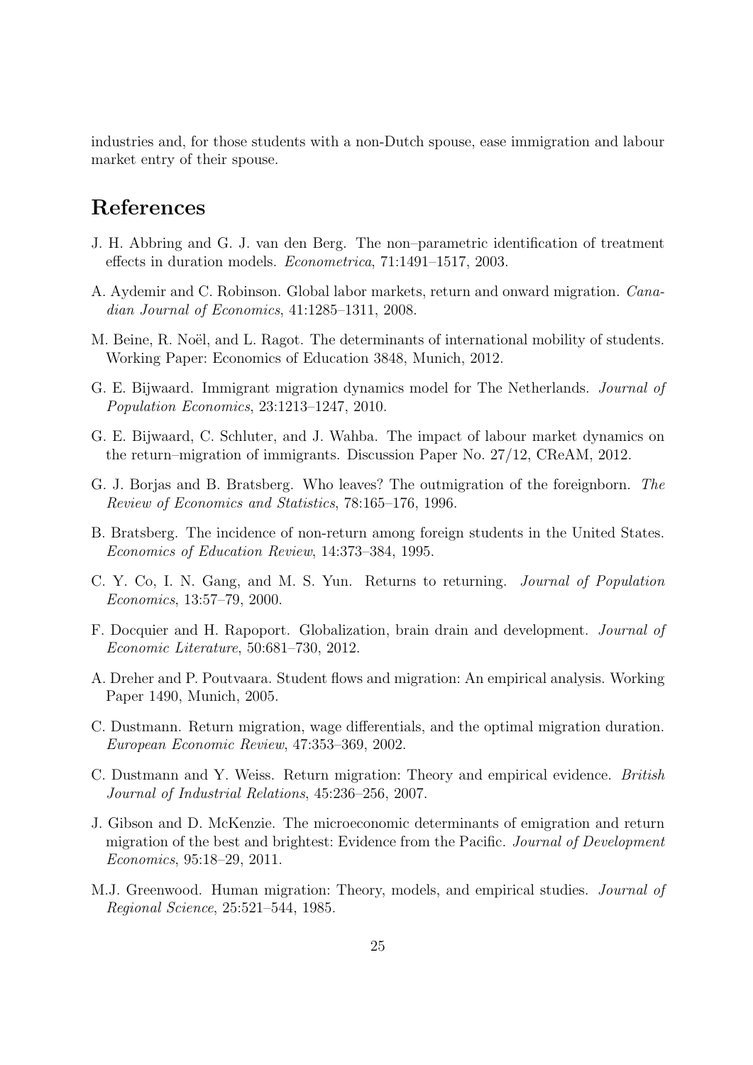industries and, for those students with a non-Dutch spouse, ease immigration and labour market entry of their spouse.

# References

J. H. Abbring and G. J. van den Berg. The non–parametric identification of treatment effects in duration models. *Econometrica*, 71:1491–1517, 2003.

A. Aydemir and C. Robinson. Global labor markets, return and onward migration. *Canadian Journal of Economics*, 41:1285–1311, 2008.

M. Beine, R. Noël, and L. Ragot. The determinants of international mobility of students. Working Paper: Economics of Education 3848, Munich, 2012.

G. E. Bijwaard. Immigrant migration dynamics model for The Netherlands. *Journal of Population Economics*, 23:1213–1247, 2010.

G. E. Bijwaard, C. Schluter, and J. Wahba. The impact of labour market dynamics on the return–migration of immigrants. Discussion Paper No. 27/12, CReAM, 2012.

G. J. Borjas and B. Bratsberg. Who leaves? The outmigration of the foreignborn. *The Review of Economics and Statistics*, 78:165–176, 1996.

B. Bratsberg. The incidence of non-return among foreign students in the United States. *Economics of Education Review*, 14:373–384, 1995.

C. Y. Co, I. N. Gang, and M. S. Yun. Returns to returning. *Journal of Population Economics*, 13:57–79, 2000.

F. Docquier and H. Rapoport. Globalization, brain drain and development. *Journal of Economic Literature*, 50:681–730, 2012.

A. Dreher and P. Poutvaara. Student flows and migration: An empirical analysis. Working Paper 1490, Munich, 2005.

C. Dustmann. Return migration, wage differentials, and the optimal migration duration. *European Economic Review*, 47:353–369, 2002.

C. Dustmann and Y. Weiss. Return migration: Theory and empirical evidence. *British Journal of Industrial Relations*, 45:236–256, 2007.

J. Gibson and D. McKenzie. The microeconomic determinants of emigration and return migration of the best and brightest: Evidence from the Pacific. *Journal of Development Economics*, 95:18–29, 2011.

M.J. Greenwood. Human migration: Theory, models, and empirical studies. *Journal of Regional Science*, 25:521–544, 1985.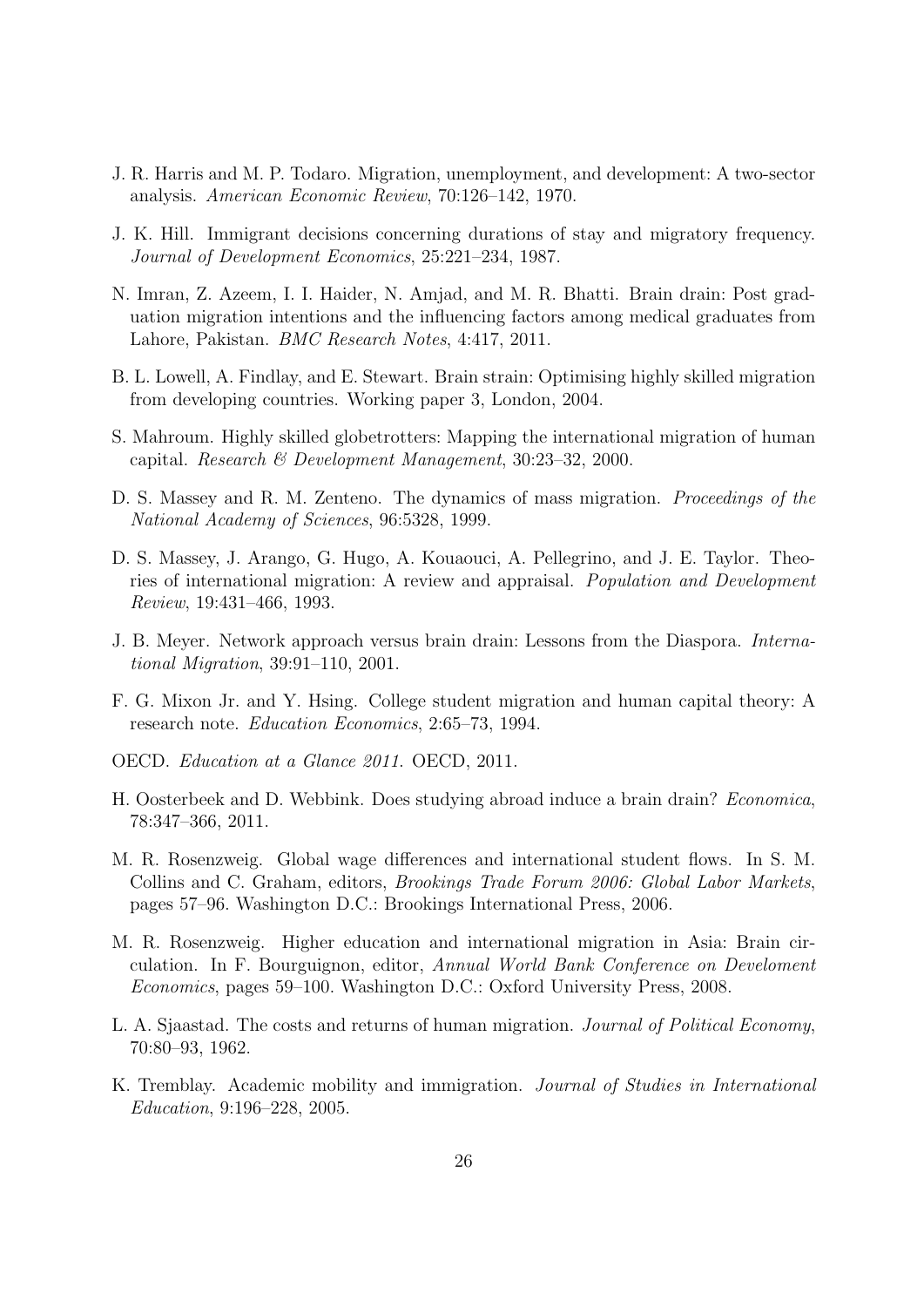J. R. Harris and M. P. Todaro. Migration, unemployment, and development: A two-sector analysis. *American Economic Review*, 70:126–142, 1970.

J. K. Hill. Immigrant decisions concerning durations of stay and migratory frequency. *Journal of Development Economics*, 25:221–234, 1987.

N. Imran, Z. Azeem, I. I. Haider, N. Amjad, and M. R. Bhatti. Brain drain: Post graduation migration intentions and the influencing factors among medical graduates from Lahore, Pakistan. *BMC Research Notes*, 4:417, 2011.

B. L. Lowell, A. Findlay, and E. Stewart. Brain strain: Optimising highly skilled migration from developing countries. Working paper 3, London, 2004.

S. Mahroum. Highly skilled globetrotters: Mapping the international migration of human capital. *Research & Development Management*, 30:23–32, 2000.

D. S. Massey and R. M. Zenteno. The dynamics of mass migration. *Proceedings of the National Academy of Sciences*, 96:5328, 1999.

D. S. Massey, J. Arango, G. Hugo, A. Kouaouci, A. Pellegrino, and J. E. Taylor. Theories of international migration: A review and appraisal. *Population and Development Review*, 19:431–466, 1993.

J. B. Meyer. Network approach versus brain drain: Lessons from the Diaspora. *International Migration*, 39:91–110, 2001.

F. G. Mixon Jr. and Y. Hsing. College student migration and human capital theory: A research note. *Education Economics*, 2:65–73, 1994.

OECD. *Education at a Glance 2011*. OECD, 2011.

H. Oosterbeek and D. Webbink. Does studying abroad induce a brain drain? *Economica*, 78:347–366, 2011.

M. R. Rosenzweig. Global wage differences and international student flows. In S. M. Collins and C. Graham, editors, *Brookings Trade Forum 2006: Global Labor Markets*, pages 57–96. Washington D.C.: Brookings International Press, 2006.

M. R. Rosenzweig. Higher education and international migration in Asia: Brain circulation. In F. Bourguignon, editor, *Annual World Bank Conference on Develoment Economics*, pages 59–100. Washington D.C.: Oxford University Press, 2008.

L. A. Sjaastad. The costs and returns of human migration. *Journal of Political Economy*, 70:80–93, 1962.

K. Tremblay. Academic mobility and immigration. *Journal of Studies in International Education*, 9:196–228, 2005.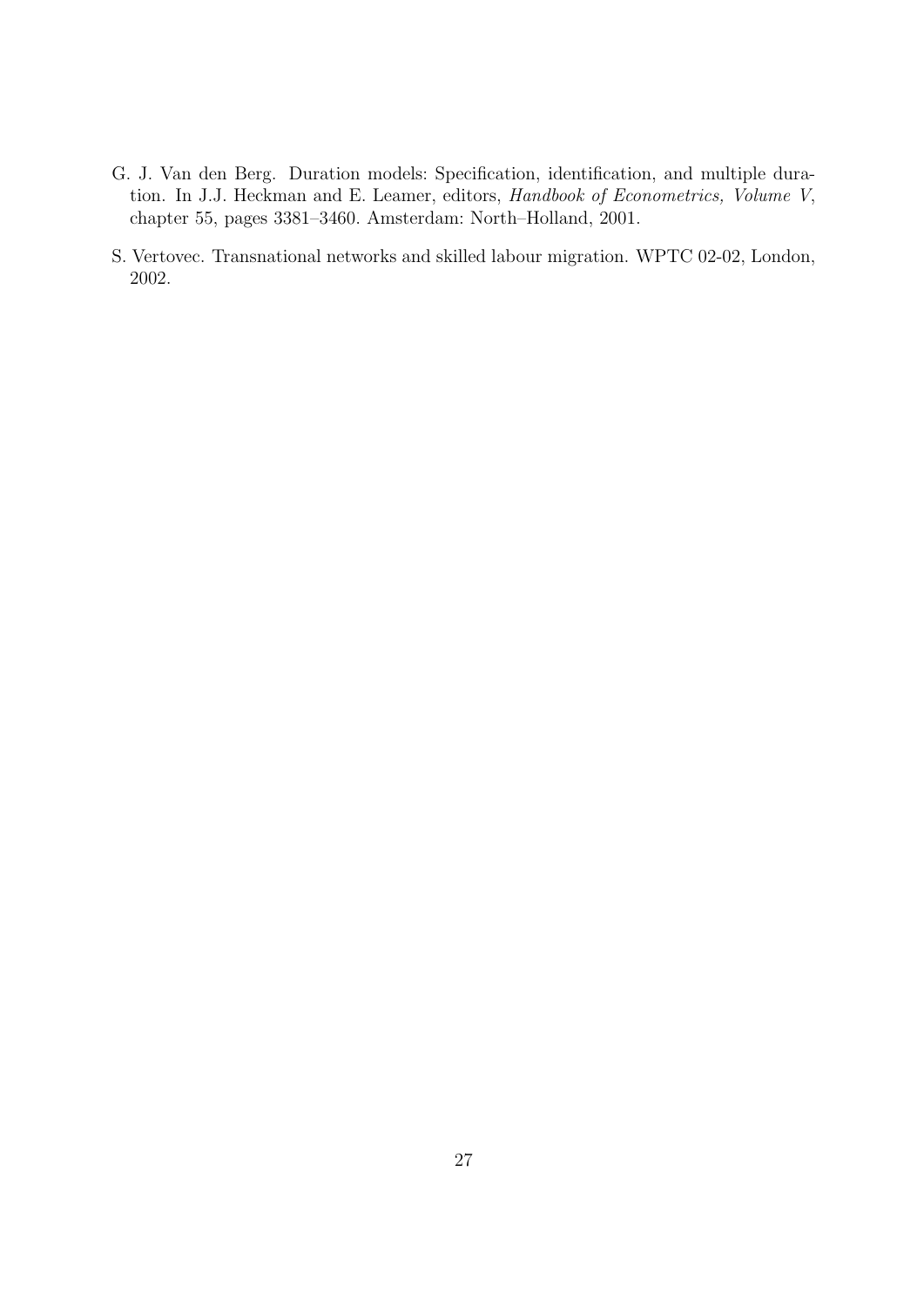G. J. Van den Berg. Duration models: Specification, identification, and multiple duration. In J.J. Heckman and E. Leamer, editors, *Handbook of Econometrics, Volume V*, chapter 55, pages 3381–3460. Amsterdam: North–Holland, 2001.

S. Vertovec. Transnational networks and skilled labour migration. WPTC 02-02, London, 2002.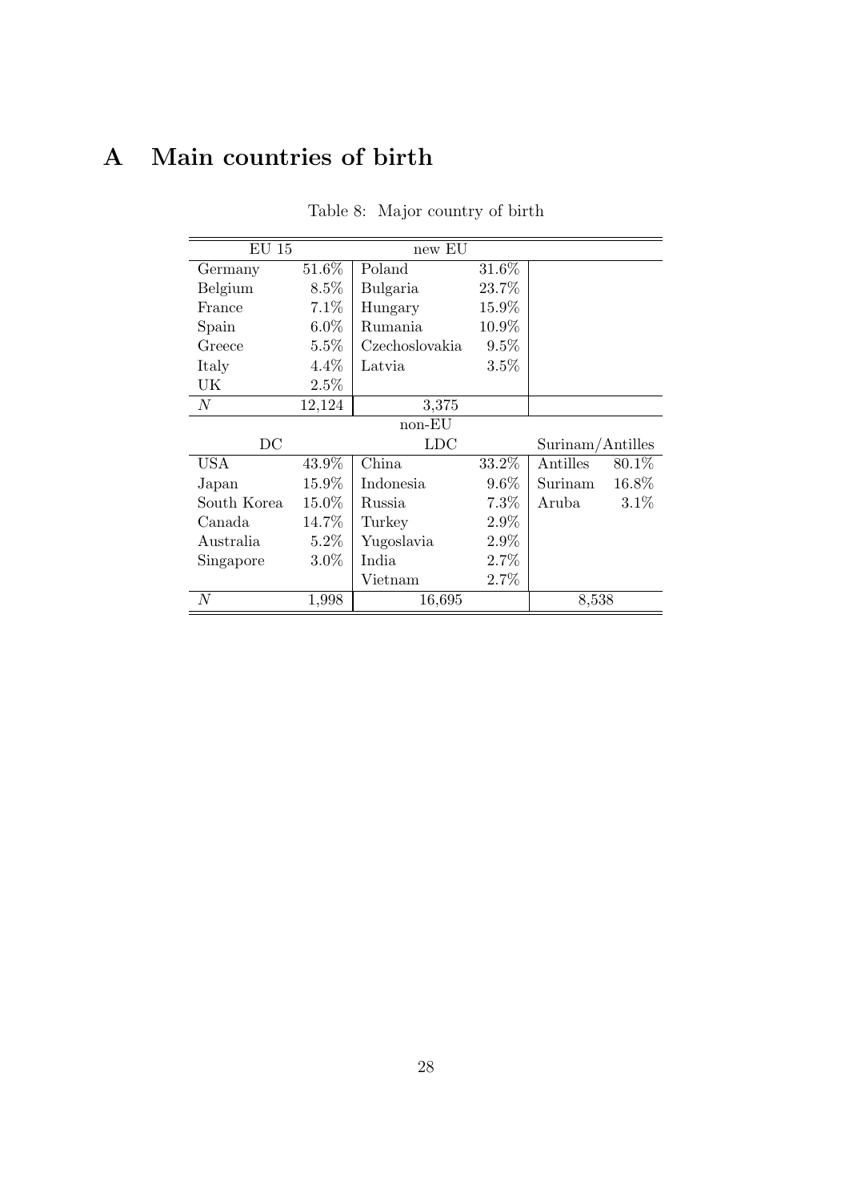# A Main countries of birth

Table 8: Major country of birth

| EU 15 | | new EU | | | |
|---|---|---|---|---|---|
| Germany | 51.6% | Poland | 31.6% | | |
| Belgium | 8.5% | Bulgaria | 23.7% | | |
| France | 7.1% | Hungary | 15.9% | | |
| Spain | 6.0% | Rumania | 10.9% | | |
| Greece | 5.5% | Czechoslovakia | 9.5% | | |
| Italy | 4.4% | Latvia | 3.5% | | |
| UK | 2.5% | | | | |
| $N$ | 12,124 | 3,375 | | | |
| | | non-EU | | | |
| DC | | LDC | | Surinam/Antilles | |
| USA | 43.9% | China | 33.2% | Antilles | 80.1% |
| Japan | 15.9% | Indonesia | 9.6% | Surinam | 16.8% |
| South Korea | 15.0% | Russia | 7.3% | Aruba | 3.1% |
| Canada | 14.7% | Turkey | 2.9% | | |
| Australia | 5.2% | Yugoslavia | 2.9% | | |
| Singapore | 3.0% | India | 2.7% | | |
| | | Vietnam | 2.7% | | |
| $N$ | 1,998 | 16,695 | | 8,538 | |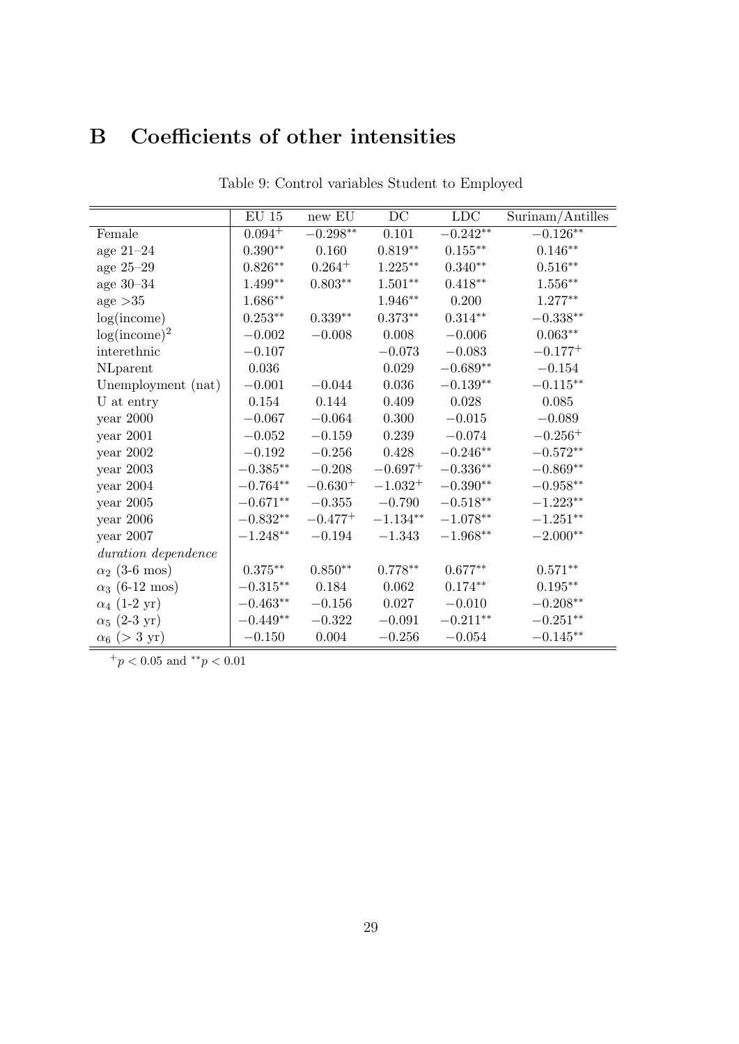# B Coefficients of other intensities

Table 9: Control variables Student to Employed

| | EU 15 | new EU | DC | LDC | Surinam/Antilles |
|---|---|---|---|---|---|
| Female | $0.094^{+}$ | $-0.298^{**}$ | $0.101$ | $-0.242^{**}$ | $-0.126^{**}$ |
| age 21–24 | $0.390^{**}$ | $0.160$ | $0.819^{**}$ | $0.155^{**}$ | $0.146^{**}$ |
| age 25–29 | $0.826^{**}$ | $0.264^{+}$ | $1.225^{**}$ | $0.340^{**}$ | $0.516^{**}$ |
| age 30–34 | $1.499^{**}$ | $0.803^{**}$ | $1.501^{**}$ | $0.418^{**}$ | $1.556^{**}$ |
| age >35 | $1.686^{**}$ | | $1.946^{**}$ | $0.200$ | $1.277^{**}$ |
| log(income) | $0.253^{**}$ | $0.339^{**}$ | $0.373^{**}$ | $0.314^{**}$ | $-0.338^{**}$ |
| log(income)$^2$ | $-0.002$ | $-0.008$ | $0.008$ | $-0.006$ | $0.063^{**}$ |
| interethnic | $-0.107$ | | $-0.073$ | $-0.083$ | $-0.177^{+}$ |
| NLparent | $0.036$ | | $0.029$ | $-0.689^{**}$ | $-0.154$ |
| Unemployment (nat) | $-0.001$ | $-0.044$ | $0.036$ | $-0.139^{**}$ | $-0.115^{**}$ |
| U at entry | $0.154$ | $0.144$ | $0.409$ | $0.028$ | $0.085$ |
| year 2000 | $-0.067$ | $-0.064$ | $0.300$ | $-0.015$ | $-0.089$ |
| year 2001 | $-0.052$ | $-0.159$ | $0.239$ | $-0.074$ | $-0.256^{+}$ |
| year 2002 | $-0.192$ | $-0.256$ | $0.428$ | $-0.246^{**}$ | $-0.572^{**}$ |
| year 2003 | $-0.385^{**}$ | $-0.208$ | $-0.697^{+}$ | $-0.336^{**}$ | $-0.869^{**}$ |
| year 2004 | $-0.764^{**}$ | $-0.630^{+}$ | $-1.032^{+}$ | $-0.390^{**}$ | $-0.958^{**}$ |
| year 2005 | $-0.671^{**}$ | $-0.355$ | $-0.790$ | $-0.518^{**}$ | $-1.223^{**}$ |
| year 2006 | $-0.832^{**}$ | $-0.477^{+}$ | $-1.134^{**}$ | $-1.078^{**}$ | $-1.251^{**}$ |
| year 2007 | $-1.248^{**}$ | $-0.194$ | $-1.343$ | $-1.968^{**}$ | $-2.000^{**}$ |
| *duration dependence* | | | | | |
| $\alpha_2$ (3-6 mos) | $0.375^{**}$ | $0.850^{**}$ | $0.778^{**}$ | $0.677^{**}$ | $0.571^{**}$ |
| $\alpha_3$ (6-12 mos) | $-0.315^{**}$ | $0.184$ | $0.062$ | $0.174^{**}$ | $0.195^{**}$ |
| $\alpha_4$ (1-2 yr) | $-0.463^{**}$ | $-0.156$ | $0.027$ | $-0.010$ | $-0.208^{**}$ |
| $\alpha_5$ (2-3 yr) | $-0.449^{**}$ | $-0.322$ | $-0.091$ | $-0.211^{**}$ | $-0.251^{**}$ |
| $\alpha_6$ (> 3 yr) | $-0.150$ | $0.004$ | $-0.256$ | $-0.054$ | $-0.145^{**}$ |

$^{+}p < 0.05$ and $^{**}p < 0.01$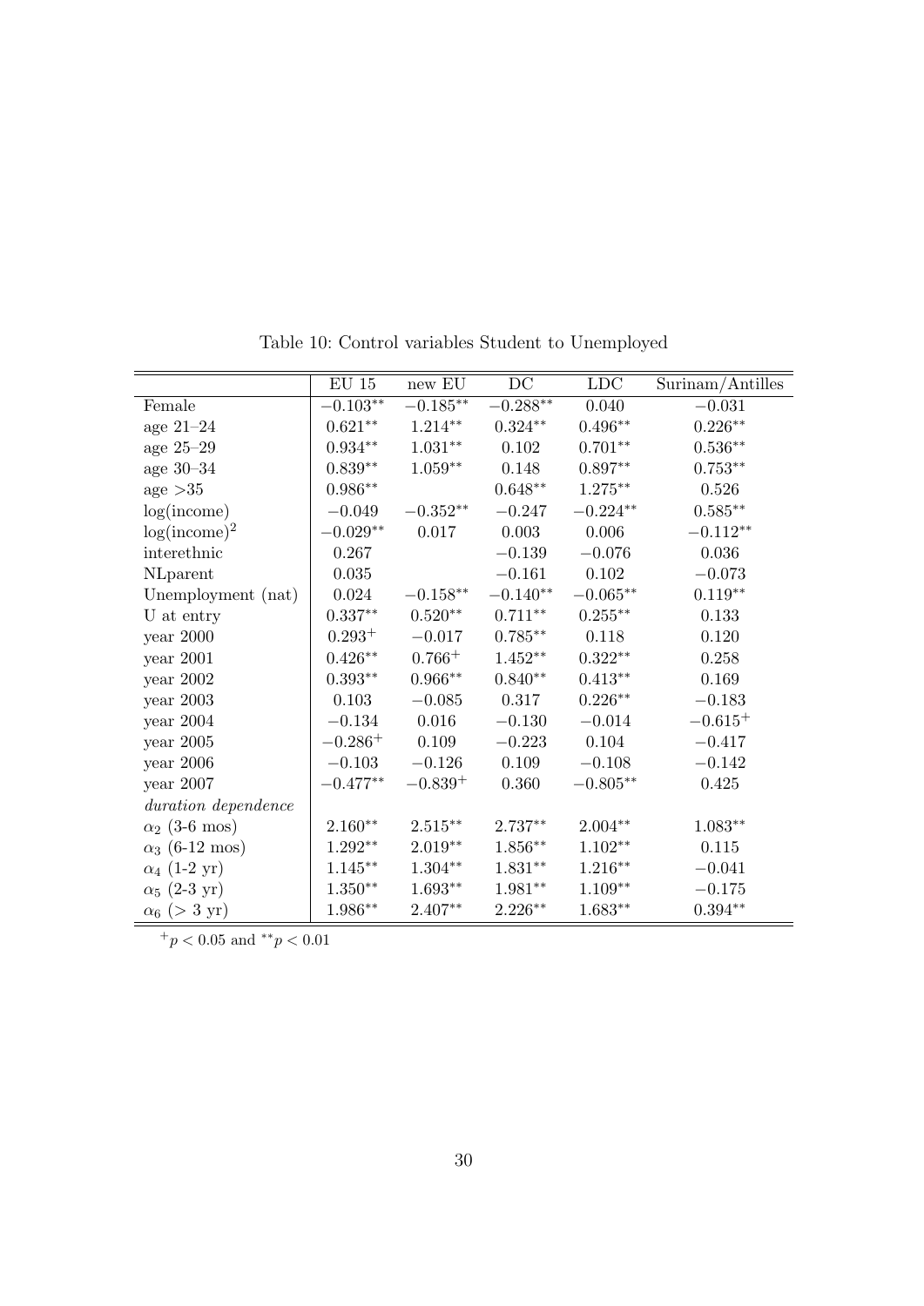Table 10: Control variables Student to Unemployed

| | EU 15 | new EU | DC | LDC | Surinam/Antilles |
|---|---|---|---|---|---|
| Female | $-0.103^{**}$ | $-0.185^{**}$ | $-0.288^{**}$ | 0.040 | $-0.031$ |
| age 21–24 | $0.621^{**}$ | $1.214^{**}$ | $0.324^{**}$ | $0.496^{**}$ | $0.226^{**}$ |
| age 25–29 | $0.934^{**}$ | $1.031^{**}$ | 0.102 | $0.701^{**}$ | $0.536^{**}$ |
| age 30–34 | $0.839^{**}$ | $1.059^{**}$ | 0.148 | $0.897^{**}$ | $0.753^{**}$ |
| age >35 | $0.986^{**}$ | | $0.648^{**}$ | $1.275^{**}$ | 0.526 |
| log(income) | $-0.049$ | $-0.352^{**}$ | $-0.247$ | $-0.224^{**}$ | $0.585^{**}$ |
| $\log(\text{income})^2$ | $-0.029^{**}$ | 0.017 | 0.003 | 0.006 | $-0.112^{**}$ |
| interethnic | 0.267 | | $-0.139$ | $-0.076$ | 0.036 |
| NLparent | 0.035 | | $-0.161$ | 0.102 | $-0.073$ |
| Unemployment (nat) | 0.024 | $-0.158^{**}$ | $-0.140^{**}$ | $-0.065^{**}$ | $0.119^{**}$ |
| U at entry | $0.337^{**}$ | $0.520^{**}$ | $0.711^{**}$ | $0.255^{**}$ | 0.133 |
| year 2000 | $0.293^{+}$ | $-0.017$ | $0.785^{**}$ | 0.118 | 0.120 |
| year 2001 | $0.426^{**}$ | $0.766^{+}$ | $1.452^{**}$ | $0.322^{**}$ | 0.258 |
| year 2002 | $0.393^{**}$ | $0.966^{**}$ | $0.840^{**}$ | $0.413^{**}$ | 0.169 |
| year 2003 | 0.103 | $-0.085$ | 0.317 | $0.226^{**}$ | $-0.183$ |
| year 2004 | $-0.134$ | 0.016 | $-0.130$ | $-0.014$ | $-0.615^{+}$ |
| year 2005 | $-0.286^{+}$ | 0.109 | $-0.223$ | 0.104 | $-0.417$ |
| year 2006 | $-0.103$ | $-0.126$ | 0.109 | $-0.108$ | $-0.142$ |
| year 2007 | $-0.477^{**}$ | $-0.839^{+}$ | 0.360 | $-0.805^{**}$ | 0.425 |
| *duration dependence* | | | | | |
| $\alpha_2$ (3-6 mos) | $2.160^{**}$ | $2.515^{**}$ | $2.737^{**}$ | $2.004^{**}$ | $1.083^{**}$ |
| $\alpha_3$ (6-12 mos) | $1.292^{**}$ | $2.019^{**}$ | $1.856^{**}$ | $1.102^{**}$ | 0.115 |
| $\alpha_4$ (1-2 yr) | $1.145^{**}$ | $1.304^{**}$ | $1.831^{**}$ | $1.216^{**}$ | $-0.041$ |
| $\alpha_5$ (2-3 yr) | $1.350^{**}$ | $1.693^{**}$ | $1.981^{**}$ | $1.109^{**}$ | $-0.175$ |
| $\alpha_6$ (> 3 yr) | $1.986^{**}$ | $2.407^{**}$ | $2.226^{**}$ | $1.683^{**}$ | $0.394^{**}$ |

$^{+}p < 0.05$ and $^{**}p < 0.01$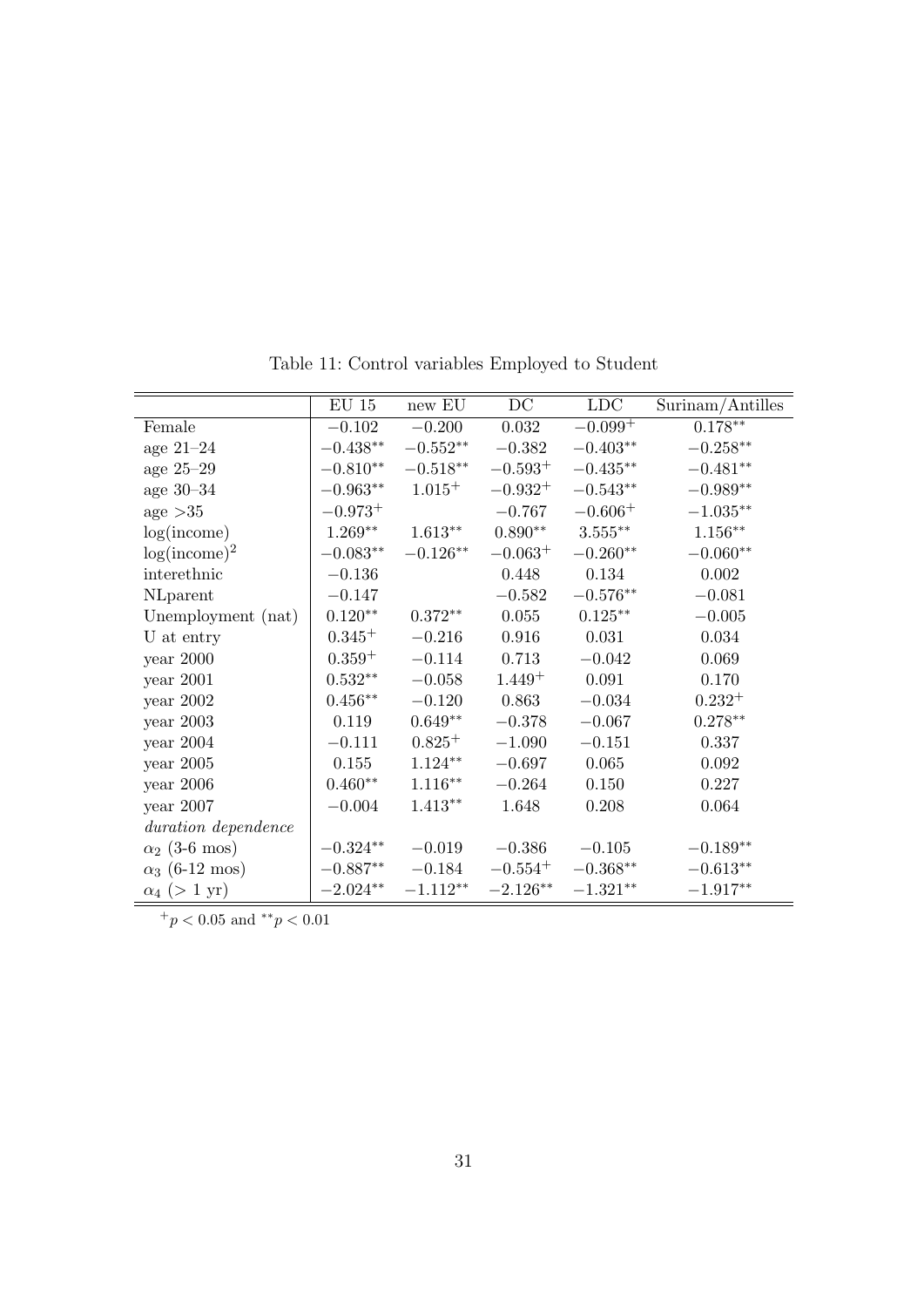Table 11: Control variables Employed to Student

| | EU 15 | new EU | DC | LDC | Surinam/Antilles |
|---|---|---|---|---|---|
| Female | $-0.102$ | $-0.200$ | $0.032$ | $-0.099^{+}$ | $0.178^{**}$ |
| age 21–24 | $-0.438^{**}$ | $-0.552^{**}$ | $-0.382$ | $-0.403^{**}$ | $-0.258^{**}$ |
| age 25–29 | $-0.810^{**}$ | $-0.518^{**}$ | $-0.593^{+}$ | $-0.435^{**}$ | $-0.481^{**}$ |
| age 30–34 | $-0.963^{**}$ | $1.015^{+}$ | $-0.932^{+}$ | $-0.543^{**}$ | $-0.989^{**}$ |
| age >35 | $-0.973^{+}$ | | $-0.767$ | $-0.606^{+}$ | $-1.035^{**}$ |
| log(income) | $1.269^{**}$ | $1.613^{**}$ | $0.890^{**}$ | $3.555^{**}$ | $1.156^{**}$ |
| $\log(\text{income})^2$ | $-0.083^{**}$ | $-0.126^{**}$ | $-0.063^{+}$ | $-0.260^{**}$ | $-0.060^{**}$ |
| interethnic | $-0.136$ | | $0.448$ | $0.134$ | $0.002$ |
| NLparent | $-0.147$ | | $-0.582$ | $-0.576^{**}$ | $-0.081$ |
| Unemployment (nat) | $0.120^{**}$ | $0.372^{**}$ | $0.055$ | $0.125^{**}$ | $-0.005$ |
| U at entry | $0.345^{+}$ | $-0.216$ | $0.916$ | $0.031$ | $0.034$ |
| year 2000 | $0.359^{+}$ | $-0.114$ | $0.713$ | $-0.042$ | $0.069$ |
| year 2001 | $0.532^{**}$ | $-0.058$ | $1.449^{+}$ | $0.091$ | $0.170$ |
| year 2002 | $0.456^{**}$ | $-0.120$ | $0.863$ | $-0.034$ | $0.232^{+}$ |
| year 2003 | $0.119$ | $0.649^{**}$ | $-0.378$ | $-0.067$ | $0.278^{**}$ |
| year 2004 | $-0.111$ | $0.825^{+}$ | $-1.090$ | $-0.151$ | $0.337$ |
| year 2005 | $0.155$ | $1.124^{**}$ | $-0.697$ | $0.065$ | $0.092$ |
| year 2006 | $0.460^{**}$ | $1.116^{**}$ | $-0.264$ | $0.150$ | $0.227$ |
| year 2007 | $-0.004$ | $1.413^{**}$ | $1.648$ | $0.208$ | $0.064$ |
| *duration dependence* | | | | | |
| $\alpha_2$ (3-6 mos) | $-0.324^{**}$ | $-0.019$ | $-0.386$ | $-0.105$ | $-0.189^{**}$ |
| $\alpha_3$ (6-12 mos) | $-0.887^{**}$ | $-0.184$ | $-0.554^{+}$ | $-0.368^{**}$ | $-0.613^{**}$ |
| $\alpha_4$ (> 1 yr) | $-2.024^{**}$ | $-1.112^{**}$ | $-2.126^{**}$ | $-1.321^{**}$ | $-1.917^{**}$ |

$^{+}p < 0.05$ and $^{**}p < 0.01$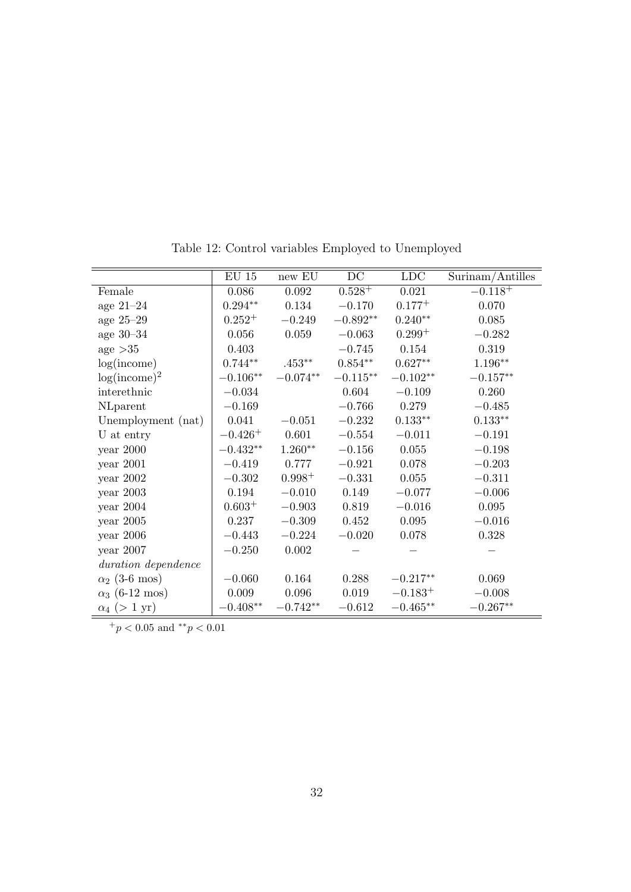Table 12: Control variables Employed to Unemployed

| | EU 15 | new EU | DC | LDC | Surinam/Antilles |
|---|---|---|---|---|---|
| Female | 0.086 | 0.092 | $0.528^{+}$ | 0.021 | $-0.118^{+}$ |
| age 21–24 | $0.294^{**}$ | 0.134 | $-0.170$ | $0.177^{+}$ | 0.070 |
| age 25–29 | $0.252^{+}$ | $-0.249$ | $-0.892^{**}$ | $0.240^{**}$ | 0.085 |
| age 30–34 | 0.056 | 0.059 | $-0.063$ | $0.299^{+}$ | $-0.282$ |
| age >35 | 0.403 | | $-0.745$ | 0.154 | 0.319 |
| log(income) | $0.744^{**}$ | $.453^{**}$ | $0.854^{**}$ | $0.627^{**}$ | $1.196^{**}$ |
| $\log(\text{income})^2$ | $-0.106^{**}$ | $-0.074^{**}$ | $-0.115^{**}$ | $-0.102^{**}$ | $-0.157^{**}$ |
| interethnic | $-0.034$ | | 0.604 | $-0.109$ | 0.260 |
| NLparent | $-0.169$ | | $-0.766$ | 0.279 | $-0.485$ |
| Unemployment (nat) | 0.041 | $-0.051$ | $-0.232$ | $0.133^{**}$ | $0.133^{**}$ |
| U at entry | $-0.426^{+}$ | 0.601 | $-0.554$ | $-0.011$ | $-0.191$ |
| year 2000 | $-0.432^{**}$ | $1.260^{**}$ | $-0.156$ | 0.055 | $-0.198$ |
| year 2001 | $-0.419$ | 0.777 | $-0.921$ | 0.078 | $-0.203$ |
| year 2002 | $-0.302$ | $0.998^{+}$ | $-0.331$ | 0.055 | $-0.311$ |
| year 2003 | 0.194 | $-0.010$ | 0.149 | $-0.077$ | $-0.006$ |
| year 2004 | $0.603^{+}$ | $-0.903$ | 0.819 | $-0.016$ | 0.095 |
| year 2005 | 0.237 | $-0.309$ | 0.452 | 0.095 | $-0.016$ |
| year 2006 | $-0.443$ | $-0.224$ | $-0.020$ | 0.078 | 0.328 |
| year 2007 | $-0.250$ | 0.002 | – | – | – |
| *duration dependence* | | | | | |
| $\alpha_2$ (3-6 mos) | $-0.060$ | 0.164 | 0.288 | $-0.217^{**}$ | 0.069 |
| $\alpha_3$ (6-12 mos) | 0.009 | 0.096 | 0.019 | $-0.183^{+}$ | $-0.008$ |
| $\alpha_4$ (> 1 yr) | $-0.408^{**}$ | $-0.742^{**}$ | $-0.612$ | $-0.465^{**}$ | $-0.267^{**}$ |

$^{+}p < 0.05$ and $^{**}p < 0.01$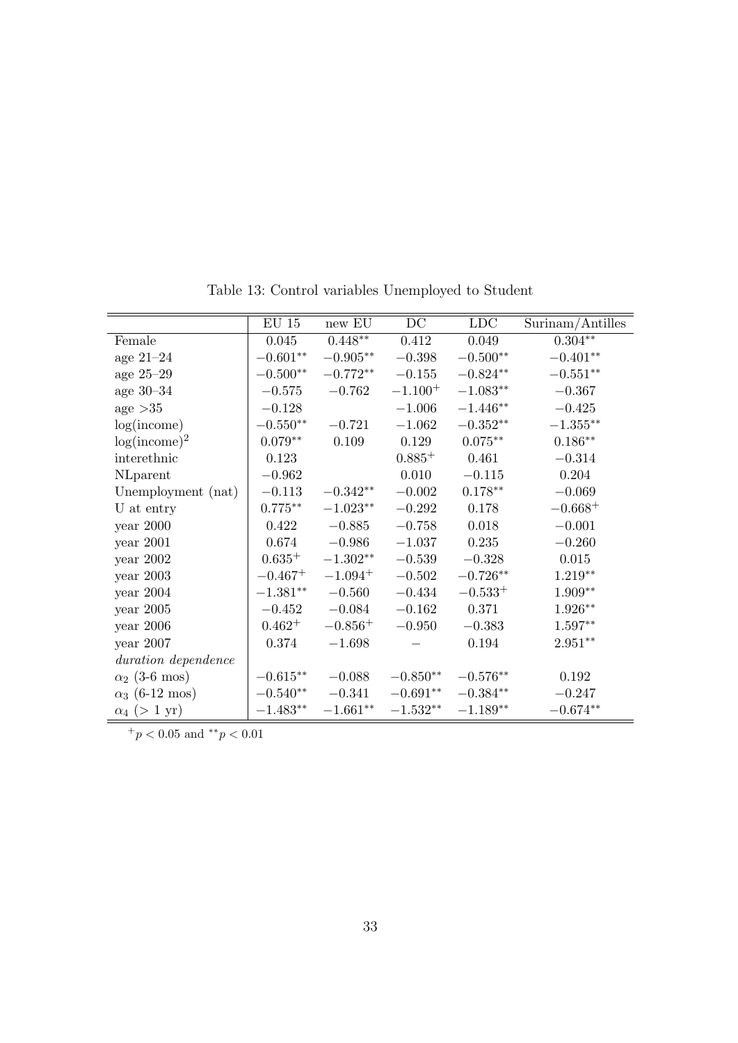Table 13: Control variables Unemployed to Student

| | EU 15 | new EU | DC | LDC | Surinam/Antilles |
|---|---|---|---|---|---|
| Female | 0.045 | $0.448^{**}$ | 0.412 | 0.049 | $0.304^{**}$ |
| age 21–24 | $-0.601^{**}$ | $-0.905^{**}$ | $-0.398$ | $-0.500^{**}$ | $-0.401^{**}$ |
| age 25–29 | $-0.500^{**}$ | $-0.772^{**}$ | $-0.155$ | $-0.824^{**}$ | $-0.551^{**}$ |
| age 30–34 | $-0.575$ | $-0.762$ | $-1.100^{+}$ | $-1.083^{**}$ | $-0.367$ |
| age >35 | $-0.128$ | | $-1.006$ | $-1.446^{**}$ | $-0.425$ |
| log(income) | $-0.550^{**}$ | $-0.721$ | $-1.062$ | $-0.352^{**}$ | $-1.355^{**}$ |
| $\log(\text{income})^2$ | $0.079^{**}$ | 0.109 | 0.129 | $0.075^{**}$ | $0.186^{**}$ |
| interethnic | 0.123 | | $0.885^{+}$ | 0.461 | $-0.314$ |
| NLparent | $-0.962$ | | 0.010 | $-0.115$ | 0.204 |
| Unemployment (nat) | $-0.113$ | $-0.342^{**}$ | $-0.002$ | $0.178^{**}$ | $-0.069$ |
| U at entry | $0.775^{**}$ | $-1.023^{**}$ | $-0.292$ | 0.178 | $-0.668^{+}$ |
| year 2000 | 0.422 | $-0.885$ | $-0.758$ | 0.018 | $-0.001$ |
| year 2001 | 0.674 | $-0.986$ | $-1.037$ | 0.235 | $-0.260$ |
| year 2002 | $0.635^{+}$ | $-1.302^{**}$ | $-0.539$ | $-0.328$ | 0.015 |
| year 2003 | $-0.467^{+}$ | $-1.094^{+}$ | $-0.502$ | $-0.726^{**}$ | $1.219^{**}$ |
| year 2004 | $-1.381^{**}$ | $-0.560$ | $-0.434$ | $-0.533^{+}$ | $1.909^{**}$ |
| year 2005 | $-0.452$ | $-0.084$ | $-0.162$ | 0.371 | $1.926^{**}$ |
| year 2006 | $0.462^{+}$ | $-0.856^{+}$ | $-0.950$ | $-0.383$ | $1.597^{**}$ |
| year 2007 | 0.374 | $-1.698$ | – | 0.194 | $2.951^{**}$ |
| *duration dependence* | | | | | |
| $\alpha_2$ (3-6 mos) | $-0.615^{**}$ | $-0.088$ | $-0.850^{**}$ | $-0.576^{**}$ | 0.192 |
| $\alpha_3$ (6-12 mos) | $-0.540^{**}$ | $-0.341$ | $-0.691^{**}$ | $-0.384^{**}$ | $-0.247$ |
| $\alpha_4$ (> 1 yr) | $-1.483^{**}$ | $-1.661^{**}$ | $-1.532^{**}$ | $-1.189^{**}$ | $-0.674^{**}$ |

$^{+}p < 0.05$ and $^{**}p < 0.01$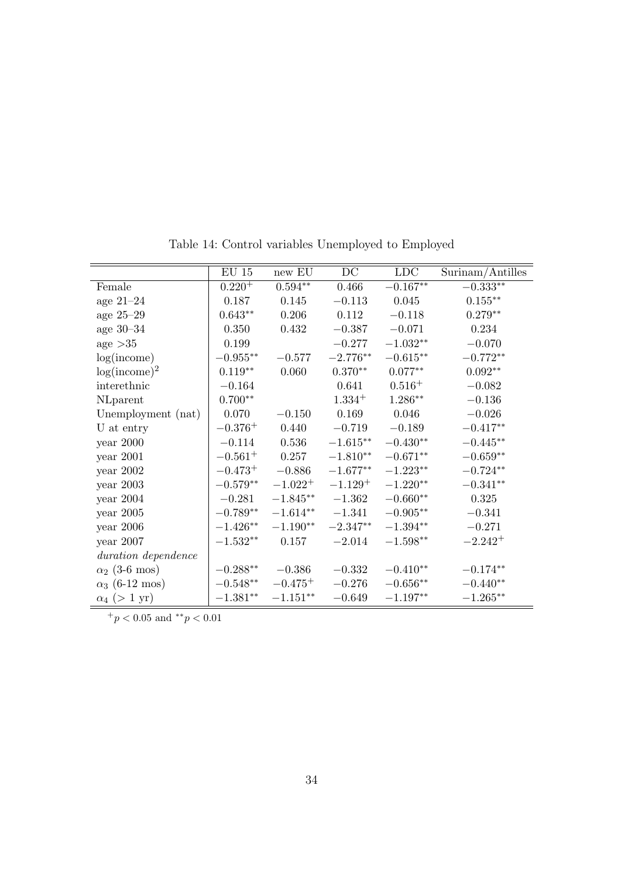Table 14: Control variables Unemployed to Employed

| | EU 15 | new EU | DC | LDC | Surinam/Antilles |
|---|---|---|---|---|---|
| Female | $0.220^{+}$ | $0.594^{**}$ | $0.466$ | $-0.167^{**}$ | $-0.333^{**}$ |
| age 21–24 | $0.187$ | $0.145$ | $-0.113$ | $0.045$ | $0.155^{**}$ |
| age 25–29 | $0.643^{**}$ | $0.206$ | $0.112$ | $-0.118$ | $0.279^{**}$ |
| age 30–34 | $0.350$ | $0.432$ | $-0.387$ | $-0.071$ | $0.234$ |
| age >35 | $0.199$ | | $-0.277$ | $-1.032^{**}$ | $-0.070$ |
| log(income) | $-0.955^{**}$ | $-0.577$ | $-2.776^{**}$ | $-0.615^{**}$ | $-0.772^{**}$ |
| $\log(\text{income})^2$ | $0.119^{**}$ | $0.060$ | $0.370^{**}$ | $0.077^{**}$ | $0.092^{**}$ |
| interethnic | $-0.164$ | | $0.641$ | $0.516^{+}$ | $-0.082$ |
| NLparent | $0.700^{**}$ | | $1.334^{+}$ | $1.286^{**}$ | $-0.136$ |
| Unemployment (nat) | $0.070$ | $-0.150$ | $0.169$ | $0.046$ | $-0.026$ |
| U at entry | $-0.376^{+}$ | $0.440$ | $-0.719$ | $-0.189$ | $-0.417^{**}$ |
| year 2000 | $-0.114$ | $0.536$ | $-1.615^{**}$ | $-0.430^{**}$ | $-0.445^{**}$ |
| year 2001 | $-0.561^{+}$ | $0.257$ | $-1.810^{**}$ | $-0.671^{**}$ | $-0.659^{**}$ |
| year 2002 | $-0.473^{+}$ | $-0.886$ | $-1.677^{**}$ | $-1.223^{**}$ | $-0.724^{**}$ |
| year 2003 | $-0.579^{**}$ | $-1.022^{+}$ | $-1.129^{+}$ | $-1.220^{**}$ | $-0.341^{**}$ |
| year 2004 | $-0.281$ | $-1.845^{**}$ | $-1.362$ | $-0.660^{**}$ | $0.325$ |
| year 2005 | $-0.789^{**}$ | $-1.614^{**}$ | $-1.341$ | $-0.905^{**}$ | $-0.341$ |
| year 2006 | $-1.426^{**}$ | $-1.190^{**}$ | $-2.347^{**}$ | $-1.394^{**}$ | $-0.271$ |
| year 2007 | $-1.532^{**}$ | $0.157$ | $-2.014$ | $-1.598^{**}$ | $-2.242^{+}$ |
| *duration dependence* | | | | | |
| $\alpha_2$ (3-6 mos) | $-0.288^{**}$ | $-0.386$ | $-0.332$ | $-0.410^{**}$ | $-0.174^{**}$ |
| $\alpha_3$ (6-12 mos) | $-0.548^{**}$ | $-0.475^{+}$ | $-0.276$ | $-0.656^{**}$ | $-0.440^{**}$ |
| $\alpha_4$ (> 1 yr) | $-1.381^{**}$ | $-1.151^{**}$ | $-0.649$ | $-1.197^{**}$ | $-1.265^{**}$ |

$^{+}p < 0.05$ and $^{**}p < 0.01$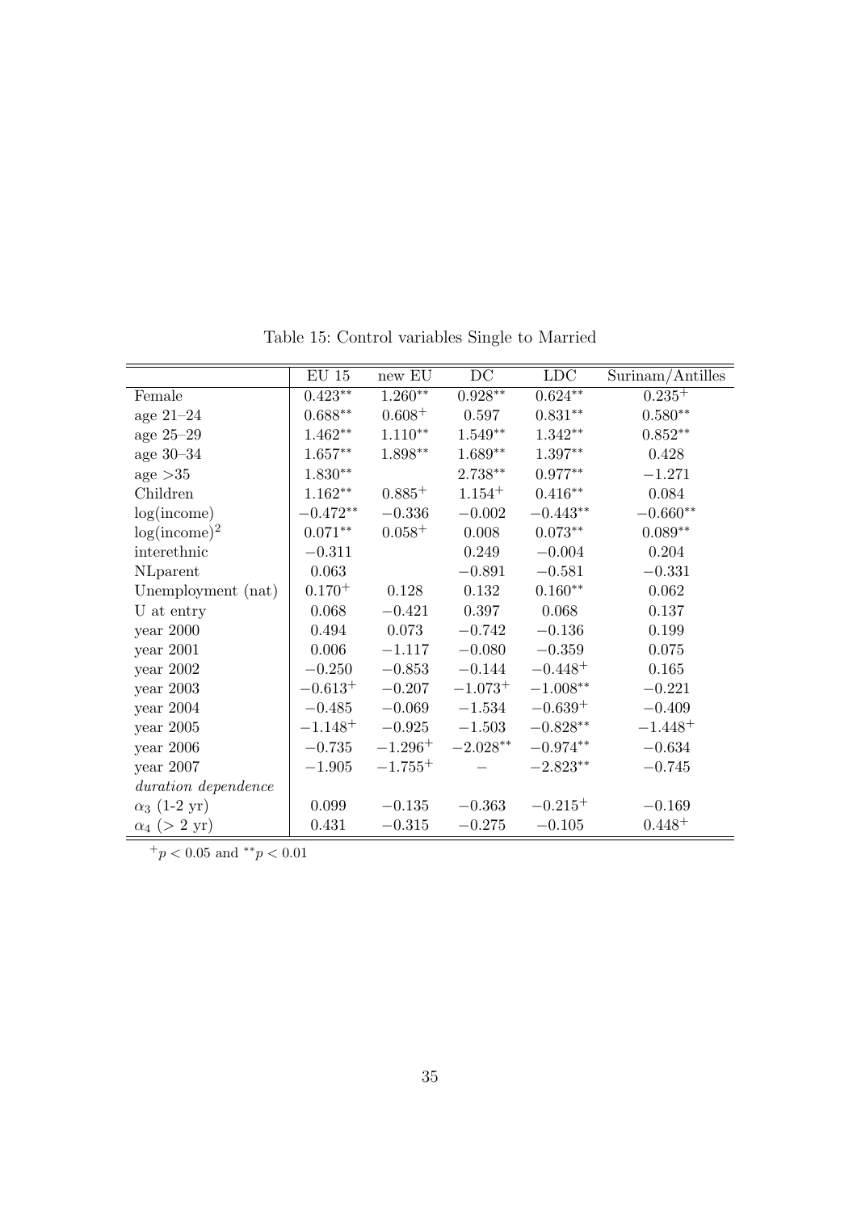Table 15: Control variables Single to Married

| | EU 15 | new EU | DC | LDC | Surinam/Antilles |
|---|---|---|---|---|---|
| Female | $0.423^{**}$ | $1.260^{**}$ | $0.928^{**}$ | $0.624^{**}$ | $0.235^{+}$ |
| age 21–24 | $0.688^{**}$ | $0.608^{+}$ | $0.597$ | $0.831^{**}$ | $0.580^{**}$ |
| age 25–29 | $1.462^{**}$ | $1.110^{**}$ | $1.549^{**}$ | $1.342^{**}$ | $0.852^{**}$ |
| age 30–34 | $1.657^{**}$ | $1.898^{**}$ | $1.689^{**}$ | $1.397^{**}$ | $0.428$ |
| age >35 | $1.830^{**}$ | | $2.738^{**}$ | $0.977^{**}$ | $-1.271$ |
| Children | $1.162^{**}$ | $0.885^{+}$ | $1.154^{+}$ | $0.416^{**}$ | $0.084$ |
| log(income) | $-0.472^{**}$ | $-0.336$ | $-0.002$ | $-0.443^{**}$ | $-0.660^{**}$ |
| $\log(\text{income})^2$ | $0.071^{**}$ | $0.058^{+}$ | $0.008$ | $0.073^{**}$ | $0.089^{**}$ |
| interethnic | $-0.311$ | | $0.249$ | $-0.004$ | $0.204$ |
| NLparent | $0.063$ | | $-0.891$ | $-0.581$ | $-0.331$ |
| Unemployment (nat) | $0.170^{+}$ | $0.128$ | $0.132$ | $0.160^{**}$ | $0.062$ |
| U at entry | $0.068$ | $-0.421$ | $0.397$ | $0.068$ | $0.137$ |
| year 2000 | $0.494$ | $0.073$ | $-0.742$ | $-0.136$ | $0.199$ |
| year 2001 | $0.006$ | $-1.117$ | $-0.080$ | $-0.359$ | $0.075$ |
| year 2002 | $-0.250$ | $-0.853$ | $-0.144$ | $-0.448^{+}$ | $0.165$ |
| year 2003 | $-0.613^{+}$ | $-0.207$ | $-1.073^{+}$ | $-1.008^{**}$ | $-0.221$ |
| year 2004 | $-0.485$ | $-0.069$ | $-1.534$ | $-0.639^{+}$ | $-0.409$ |
| year 2005 | $-1.148^{+}$ | $-0.925$ | $-1.503$ | $-0.828^{**}$ | $-1.448^{+}$ |
| year 2006 | $-0.735$ | $-1.296^{+}$ | $-2.028^{**}$ | $-0.974^{**}$ | $-0.634$ |
| year 2007 | $-1.905$ | $-1.755^{+}$ | – | $-2.823^{**}$ | $-0.745$ |
| *duration dependence* | | | | | |
| $\alpha_3$ (1-2 yr) | $0.099$ | $-0.135$ | $-0.363$ | $-0.215^{+}$ | $-0.169$ |
| $\alpha_4$ (> 2 yr) | $0.431$ | $-0.315$ | $-0.275$ | $-0.105$ | $0.448^{+}$ |

${}^{+}p < 0.05$ and ${}^{**}p < 0.01$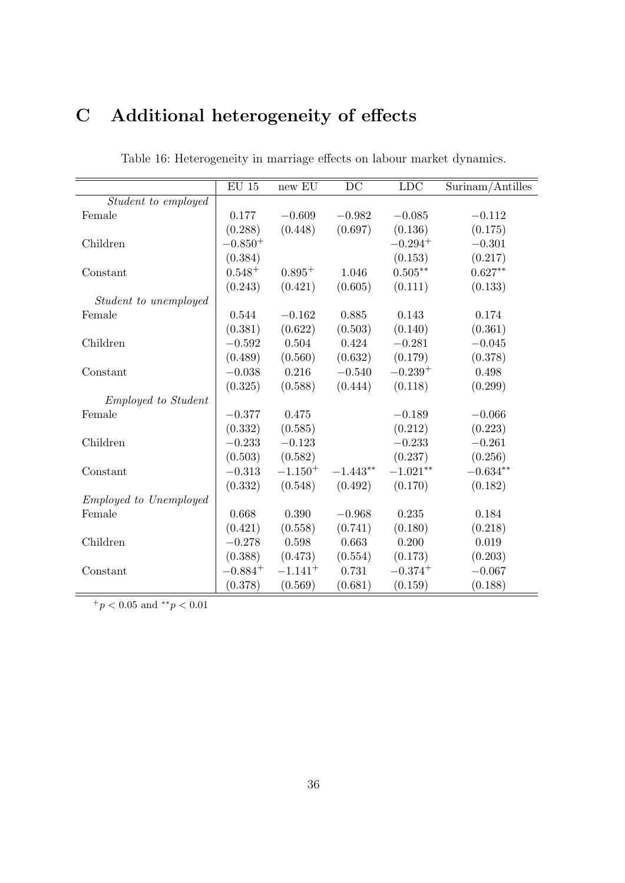# C Additional heterogeneity of effects

Table 16: Heterogeneity in marriage effects on labour market dynamics.

| | EU 15 | new EU | DC | LDC | Surinam/Antilles |
|---|---|---|---|---|---|
| *Student to employed* | | | | | |
| Female | 0.177 | $-0.609$ | $-0.982$ | $-0.085$ | $-0.112$ |
| | (0.288) | (0.448) | (0.697) | (0.136) | (0.175) |
| Children | $-0.850^{+}$ | | | $-0.294^{+}$ | $-0.301$ |
| | (0.384) | | | (0.153) | (0.217) |
| Constant | $0.548^{+}$ | $0.895^{+}$ | 1.046 | $0.505^{**}$ | $0.627^{**}$ |
| | (0.243) | (0.421) | (0.605) | (0.111) | (0.133) |
| *Student to unemployed* | | | | | |
| Female | 0.544 | $-0.162$ | 0.885 | 0.143 | 0.174 |
| | (0.381) | (0.622) | (0.503) | (0.140) | (0.361) |
| Children | $-0.592$ | 0.504 | 0.424 | $-0.281$ | $-0.045$ |
| | (0.489) | (0.560) | (0.632) | (0.179) | (0.378) |
| Constant | $-0.038$ | 0.216 | $-0.540$ | $-0.239^{+}$ | 0.498 |
| | (0.325) | (0.588) | (0.444) | (0.118) | (0.299) |
| *Employed to Student* | | | | | |
| Female | $-0.377$ | 0.475 | | $-0.189$ | $-0.066$ |
| | (0.332) | (0.585) | | (0.212) | (0.223) |
| Children | $-0.233$ | $-0.123$ | | $-0.233$ | $-0.261$ |
| | (0.503) | (0.582) | | (0.237) | (0.256) |
| Constant | $-0.313$ | $-1.150^{+}$ | $-1.443^{**}$ | $-1.021^{**}$ | $-0.634^{**}$ |
| | (0.332) | (0.548) | (0.492) | (0.170) | (0.182) |
| *Employed to Unemployed* | | | | | |
| Female | 0.668 | 0.390 | $-0.968$ | 0.235 | 0.184 |
| | (0.421) | (0.558) | (0.741) | (0.180) | (0.218) |
| Children | $-0.278$ | 0.598 | 0.663 | 0.200 | 0.019 |
| | (0.388) | (0.473) | (0.554) | (0.173) | (0.203) |
| Constant | $-0.884^{+}$ | $-1.141^{+}$ | 0.731 | $-0.374^{+}$ | $-0.067$ |
| | (0.378) | (0.569) | (0.681) | (0.159) | (0.188) |

$^{+}p < 0.05$ and $^{**}p < 0.01$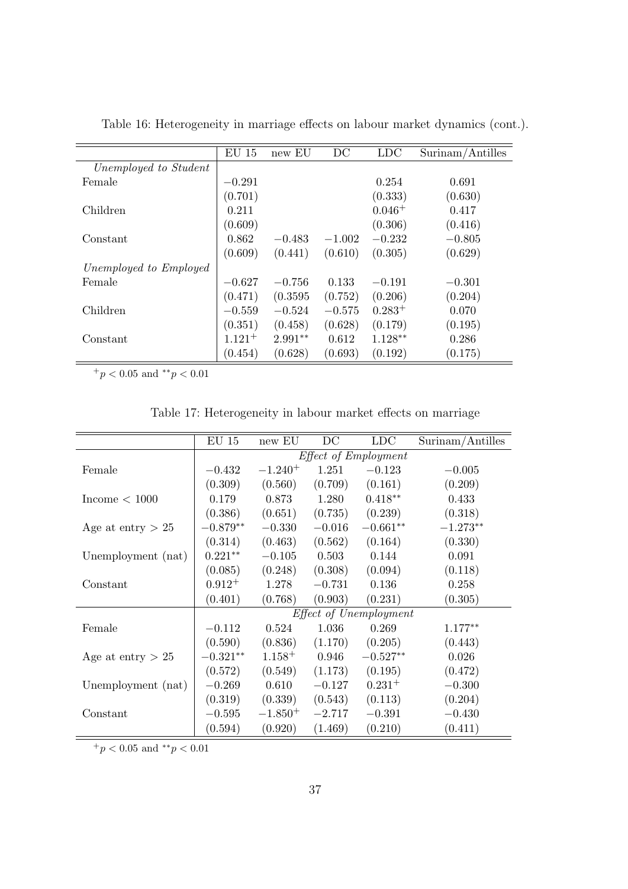Table 16: Heterogeneity in marriage effects on labour market dynamics (cont.).

| | EU 15 | new EU | DC | LDC | Surinam/Antilles |
|---|---|---|---|---|---|
| *Unemployed to Student* | | | | | |
| Female | $-0.291$ | | | $0.254$ | $0.691$ |
| | $(0.701)$ | | | $(0.333)$ | $(0.630)$ |
| Children | $0.211$ | | | $0.046^{+}$ | $0.417$ |
| | $(0.609)$ | | | $(0.306)$ | $(0.416)$ |
| Constant | $0.862$ | $-0.483$ | $-1.002$ | $-0.232$ | $-0.805$ |
| | $(0.609)$ | $(0.441)$ | $(0.610)$ | $(0.305)$ | $(0.629)$ |
| *Unemployed to Employed* | | | | | |
| Female | $-0.627$ | $-0.756$ | $0.133$ | $-0.191$ | $-0.301$ |
| | $(0.471)$ | $(0.3595$ | $(0.752)$ | $(0.206)$ | $(0.204)$ |
| Children | $-0.559$ | $-0.524$ | $-0.575$ | $0.283^{+}$ | $0.070$ |
| | $(0.351)$ | $(0.458)$ | $(0.628)$ | $(0.179)$ | $(0.195)$ |
| Constant | $1.121^{+}$ | $2.991^{**}$ | $0.612$ | $1.128^{**}$ | $0.286$ |
| | $(0.454)$ | $(0.628)$ | $(0.693)$ | $(0.192)$ | $(0.175)$ |

$^{+}p < 0.05$ and $^{**}p < 0.01$

Table 17: Heterogeneity in labour market effects on marriage

| | EU 15 | new EU | DC | LDC | Surinam/Antilles |
|---|---|---|---|---|---|
| | *Effect of Employment* | | | | |
| Female | $-0.432$ | $-1.240^{+}$ | $1.251$ | $-0.123$ | $-0.005$ |
| | $(0.309)$ | $(0.560)$ | $(0.709)$ | $(0.161)$ | $(0.209)$ |
| Income $< 1000$ | $0.179$ | $0.873$ | $1.280$ | $0.418^{**}$ | $0.433$ |
| | $(0.386)$ | $(0.651)$ | $(0.735)$ | $(0.239)$ | $(0.318)$ |
| Age at entry $> 25$ | $-0.879^{**}$ | $-0.330$ | $-0.016$ | $-0.661^{**}$ | $-1.273^{**}$ |
| | $(0.314)$ | $(0.463)$ | $(0.562)$ | $(0.164)$ | $(0.330)$ |
| Unemployment (nat) | $0.221^{**}$ | $-0.105$ | $0.503$ | $0.144$ | $0.091$ |
| | $(0.085)$ | $(0.248)$ | $(0.308)$ | $(0.094)$ | $(0.118)$ |
| Constant | $0.912^{+}$ | $1.278$ | $-0.731$ | $0.136$ | $0.258$ |
| | $(0.401)$ | $(0.768)$ | $(0.903)$ | $(0.231)$ | $(0.305)$ |
| | *Effect of Unemployment* | | | | |
| Female | $-0.112$ | $0.524$ | $1.036$ | $0.269$ | $1.177^{**}$ |
| | $(0.590)$ | $(0.836)$ | $(1.170)$ | $(0.205)$ | $(0.443)$ |
| Age at entry $> 25$ | $-0.321^{**}$ | $1.158^{+}$ | $0.946$ | $-0.527^{**}$ | $0.026$ |
| | $(0.572)$ | $(0.549)$ | $(1.173)$ | $(0.195)$ | $(0.472)$ |
| Unemployment (nat) | $-0.269$ | $0.610$ | $-0.127$ | $0.231^{+}$ | $-0.300$ |
| | $(0.319)$ | $(0.339)$ | $(0.543)$ | $(0.113)$ | $(0.204)$ |
| Constant | $-0.595$ | $-1.850^{+}$ | $-2.717$ | $-0.391$ | $-0.430$ |
| | $(0.594)$ | $(0.920)$ | $(1.469)$ | $(0.210)$ | $(0.411)$ |

$^{+}p < 0.05$ and $^{**}p < 0.01$